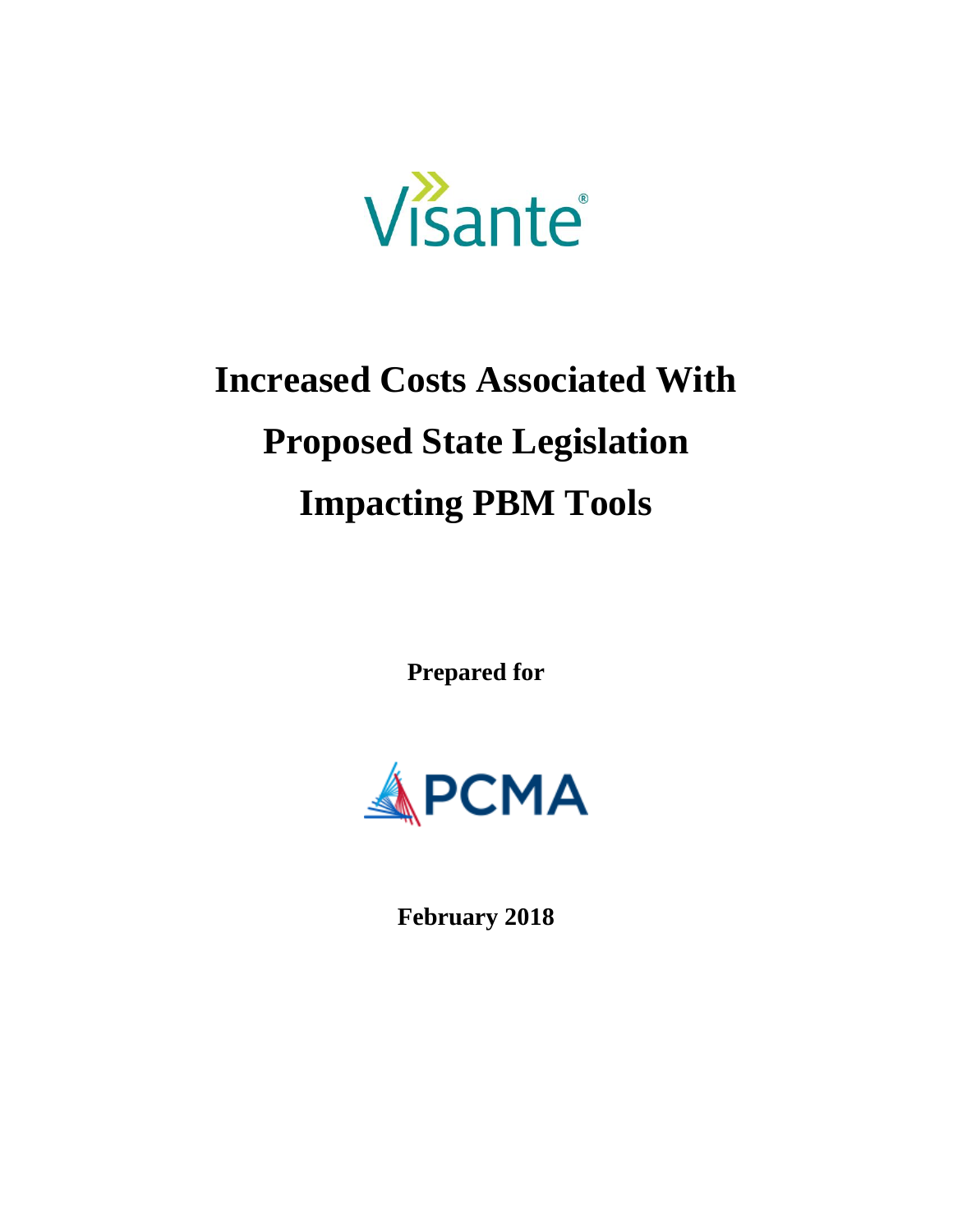Visante®

# Increased Costs Associated With Proposed State Legislation Impacting PBM Tools

**Prepared for**

PCMA

**February 2018**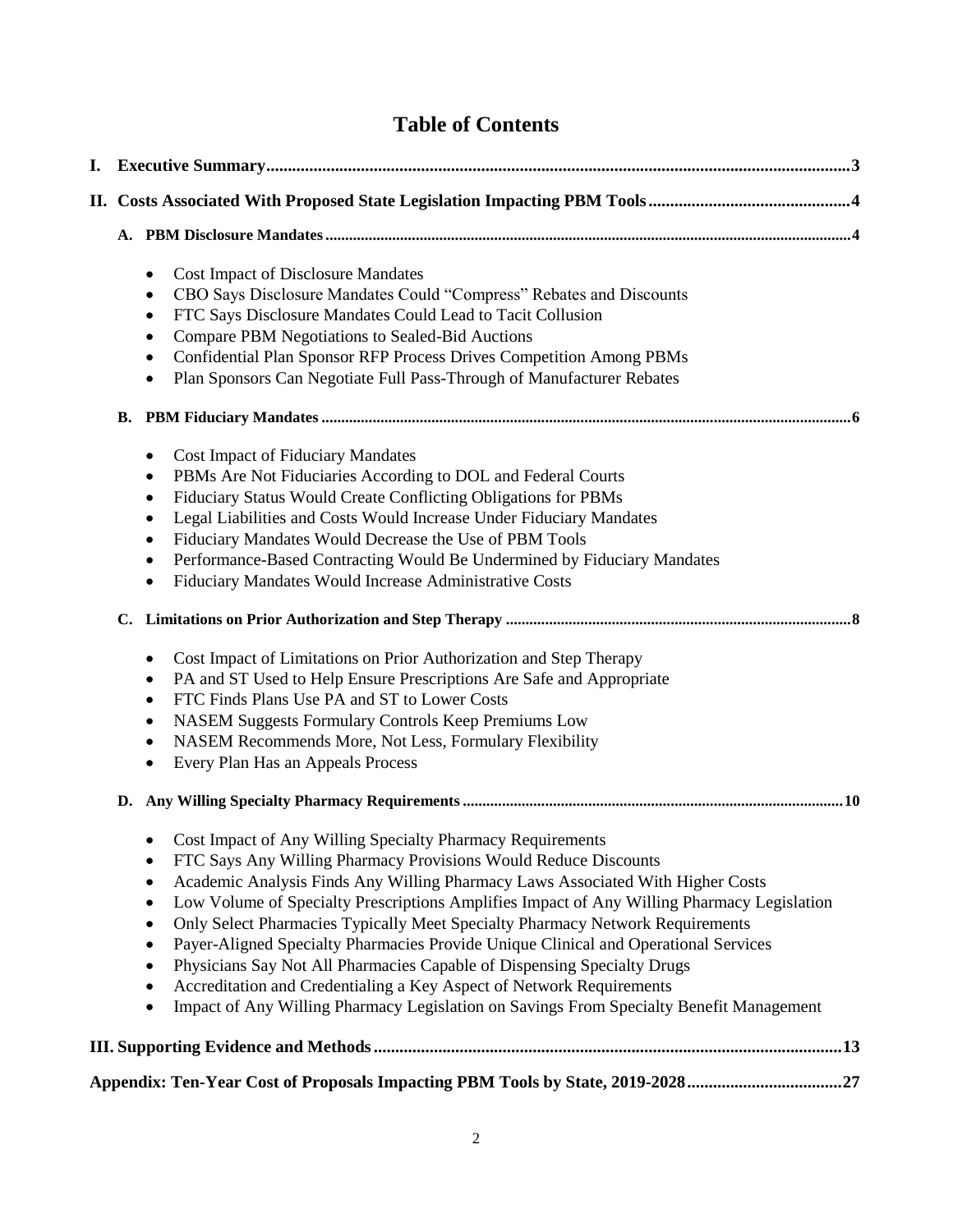# Table of Contents

**I. Executive Summary** ..... 3

**II. Costs Associated With Proposed State Legislation Impacting PBM Tools** ..... 4

**A. PBM Disclosure Mandates** ..... 4

- Cost Impact of Disclosure Mandates
- CBO Says Disclosure Mandates Could "Compress" Rebates and Discounts
- FTC Says Disclosure Mandates Could Lead to Tacit Collusion
- Compare PBM Negotiations to Sealed-Bid Auctions
- Confidential Plan Sponsor RFP Process Drives Competition Among PBMs
- Plan Sponsors Can Negotiate Full Pass-Through of Manufacturer Rebates

**B. PBM Fiduciary Mandates** ..... 6

- Cost Impact of Fiduciary Mandates
- PBMs Are Not Fiduciaries According to DOL and Federal Courts
- Fiduciary Status Would Create Conflicting Obligations for PBMs
- Legal Liabilities and Costs Would Increase Under Fiduciary Mandates
- Fiduciary Mandates Would Decrease the Use of PBM Tools
- Performance-Based Contracting Would Be Undermined by Fiduciary Mandates
- Fiduciary Mandates Would Increase Administrative Costs

**C. Limitations on Prior Authorization and Step Therapy** ..... 8

- Cost Impact of Limitations on Prior Authorization and Step Therapy
- PA and ST Used to Help Ensure Prescriptions Are Safe and Appropriate
- FTC Finds Plans Use PA and ST to Lower Costs
- NASEM Suggests Formulary Controls Keep Premiums Low
- NASEM Recommends More, Not Less, Formulary Flexibility
- Every Plan Has an Appeals Process

**D. Any Willing Specialty Pharmacy Requirements** ..... 10

- Cost Impact of Any Willing Specialty Pharmacy Requirements
- FTC Says Any Willing Pharmacy Provisions Would Reduce Discounts
- Academic Analysis Finds Any Willing Pharmacy Laws Associated With Higher Costs
- Low Volume of Specialty Prescriptions Amplifies Impact of Any Willing Pharmacy Legislation
- Only Select Pharmacies Typically Meet Specialty Pharmacy Network Requirements
- Payer-Aligned Specialty Pharmacies Provide Unique Clinical and Operational Services
- Physicians Say Not All Pharmacies Capable of Dispensing Specialty Drugs
- Accreditation and Credentialing a Key Aspect of Network Requirements
- Impact of Any Willing Pharmacy Legislation on Savings From Specialty Benefit Management

**III. Supporting Evidence and Methods** ..... 13

**Appendix: Ten-Year Cost of Proposals Impacting PBM Tools by State, 2019-2028** ..... 27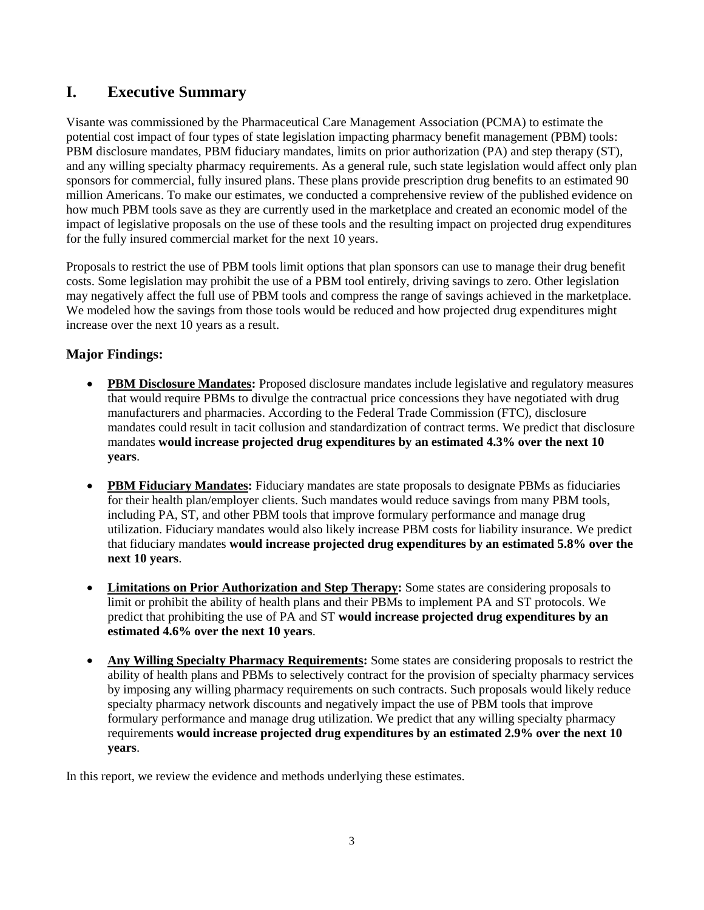# I. Executive Summary

Visante was commissioned by the Pharmaceutical Care Management Association (PCMA) to estimate the potential cost impact of four types of state legislation impacting pharmacy benefit management (PBM) tools: PBM disclosure mandates, PBM fiduciary mandates, limits on prior authorization (PA) and step therapy (ST), and any willing specialty pharmacy requirements. As a general rule, such state legislation would affect only plan sponsors for commercial, fully insured plans. These plans provide prescription drug benefits to an estimated 90 million Americans. To make our estimates, we conducted a comprehensive review of the published evidence on how much PBM tools save as they are currently used in the marketplace and created an economic model of the impact of legislative proposals on the use of these tools and the resulting impact on projected drug expenditures for the fully insured commercial market for the next 10 years.

Proposals to restrict the use of PBM tools limit options that plan sponsors can use to manage their drug benefit costs. Some legislation may prohibit the use of a PBM tool entirely, driving savings to zero. Other legislation may negatively affect the full use of PBM tools and compress the range of savings achieved in the marketplace. We modeled how the savings from those tools would be reduced and how projected drug expenditures might increase over the next 10 years as a result.

## Major Findings:

- **PBM Disclosure Mandates:** Proposed disclosure mandates include legislative and regulatory measures that would require PBMs to divulge the contractual price concessions they have negotiated with drug manufacturers and pharmacies. According to the Federal Trade Commission (FTC), disclosure mandates could result in tacit collusion and standardization of contract terms. We predict that disclosure mandates **would increase projected drug expenditures by an estimated 4.3% over the next 10 years**.

- **PBM Fiduciary Mandates:** Fiduciary mandates are state proposals to designate PBMs as fiduciaries for their health plan/employer clients. Such mandates would reduce savings from many PBM tools, including PA, ST, and other PBM tools that improve formulary performance and manage drug utilization. Fiduciary mandates would also likely increase PBM costs for liability insurance. We predict that fiduciary mandates **would increase projected drug expenditures by an estimated 5.8% over the next 10 years**.

- **Limitations on Prior Authorization and Step Therapy:** Some states are considering proposals to limit or prohibit the ability of health plans and their PBMs to implement PA and ST protocols. We predict that prohibiting the use of PA and ST **would increase projected drug expenditures by an estimated 4.6% over the next 10 years**.

- **Any Willing Specialty Pharmacy Requirements:** Some states are considering proposals to restrict the ability of health plans and PBMs to selectively contract for the provision of specialty pharmacy services by imposing any willing pharmacy requirements on such contracts. Such proposals would likely reduce specialty pharmacy network discounts and negatively impact the use of PBM tools that improve formulary performance and manage drug utilization. We predict that any willing specialty pharmacy requirements **would increase projected drug expenditures by an estimated 2.9% over the next 10 years**.

In this report, we review the evidence and methods underlying these estimates.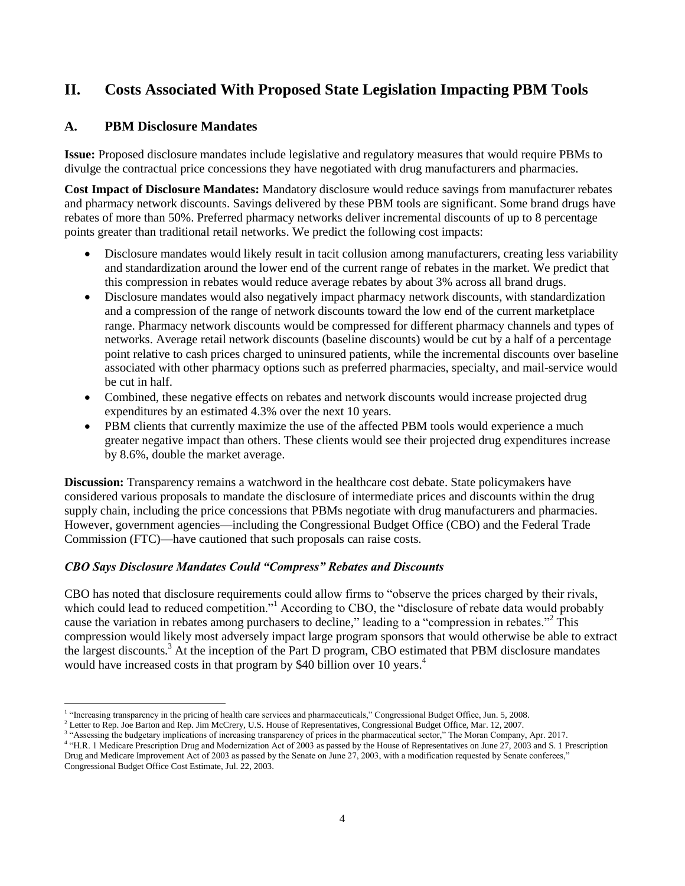# II. Costs Associated With Proposed State Legislation Impacting PBM Tools

## A. PBM Disclosure Mandates

**Issue:** Proposed disclosure mandates include legislative and regulatory measures that would require PBMs to divulge the contractual price concessions they have negotiated with drug manufacturers and pharmacies.

**Cost Impact of Disclosure Mandates:** Mandatory disclosure would reduce savings from manufacturer rebates and pharmacy network discounts. Savings delivered by these PBM tools are significant. Some brand drugs have rebates of more than 50%. Preferred pharmacy networks deliver incremental discounts of up to 8 percentage points greater than traditional retail networks. We predict the following cost impacts:

- Disclosure mandates would likely result in tacit collusion among manufacturers, creating less variability and standardization around the lower end of the current range of rebates in the market. We predict that this compression in rebates would reduce average rebates by about 3% across all brand drugs.
- Disclosure mandates would also negatively impact pharmacy network discounts, with standardization and a compression of the range of network discounts toward the low end of the current marketplace range. Pharmacy network discounts would be compressed for different pharmacy channels and types of networks. Average retail network discounts (baseline discounts) would be cut by a half of a percentage point relative to cash prices charged to uninsured patients, while the incremental discounts over baseline associated with other pharmacy options such as preferred pharmacies, specialty, and mail-service would be cut in half.
- Combined, these negative effects on rebates and network discounts would increase projected drug expenditures by an estimated 4.3% over the next 10 years.
- PBM clients that currently maximize the use of the affected PBM tools would experience a much greater negative impact than others. These clients would see their projected drug expenditures increase by 8.6%, double the market average.

**Discussion:** Transparency remains a watchword in the healthcare cost debate. State policymakers have considered various proposals to mandate the disclosure of intermediate prices and discounts within the drug supply chain, including the price concessions that PBMs negotiate with drug manufacturers and pharmacies. However, government agencies—including the Congressional Budget Office (CBO) and the Federal Trade Commission (FTC)—have cautioned that such proposals can raise costs.

### *CBO Says Disclosure Mandates Could "Compress" Rebates and Discounts*

CBO has noted that disclosure requirements could allow firms to "observe the prices charged by their rivals, which could lead to reduced competition."[1] According to CBO, the "disclosure of rebate data would probably cause the variation in rebates among purchasers to decline," leading to a "compression in rebates."[2] This compression would likely most adversely impact large program sponsors that would otherwise be able to extract the largest discounts.[3] At the inception of the Part D program, CBO estimated that PBM disclosure mandates would have increased costs in that program by $40 billion over 10 years.[4]

---

[1] "Increasing transparency in the pricing of health care services and pharmaceuticals," Congressional Budget Office, Jun. 5, 2008.

[2] Letter to Rep. Joe Barton and Rep. Jim McCrery, U.S. House of Representatives, Congressional Budget Office, Mar. 12, 2007.

[3] "Assessing the budgetary implications of increasing transparency of prices in the pharmaceutical sector," The Moran Company, Apr. 2017.

[4] "H.R. 1 Medicare Prescription Drug and Modernization Act of 2003 as passed by the House of Representatives on June 27, 2003 and S. 1 Prescription Drug and Medicare Improvement Act of 2003 as passed by the Senate on June 27, 2003, with a modification requested by Senate conferees," Congressional Budget Office Cost Estimate, Jul. 22, 2003.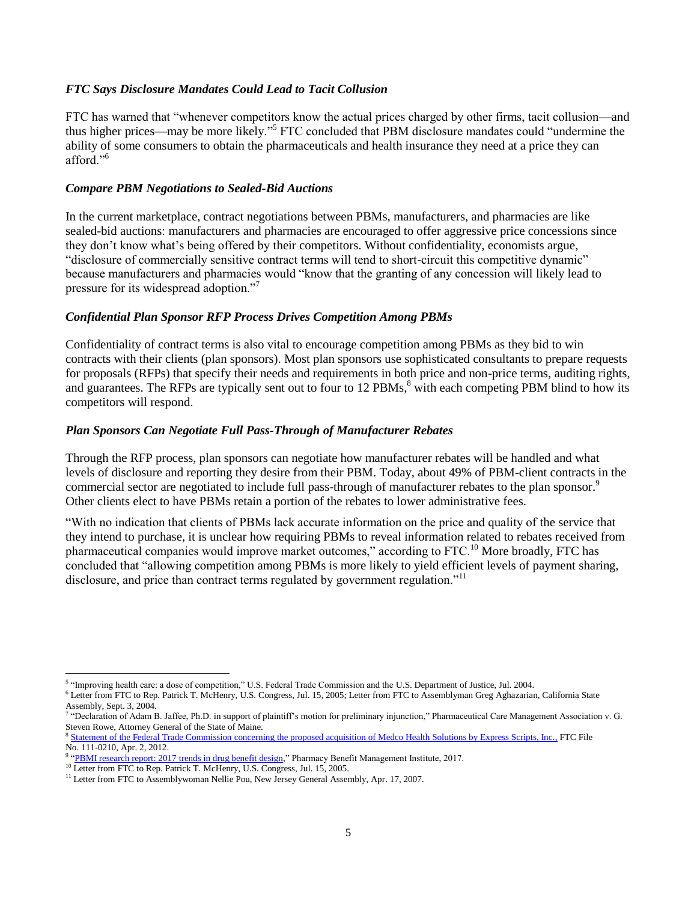### *FTC Says Disclosure Mandates Could Lead to Tacit Collusion*

FTC has warned that "whenever competitors know the actual prices charged by other firms, tacit collusion—and thus higher prices—may be more likely."[5] FTC concluded that PBM disclosure mandates could "undermine the ability of some consumers to obtain the pharmaceuticals and health insurance they need at a price they can afford."[6]

### *Compare PBM Negotiations to Sealed-Bid Auctions*

In the current marketplace, contract negotiations between PBMs, manufacturers, and pharmacies are like sealed-bid auctions: manufacturers and pharmacies are encouraged to offer aggressive price concessions since they don't know what's being offered by their competitors. Without confidentiality, economists argue, "disclosure of commercially sensitive contract terms will tend to short-circuit this competitive dynamic" because manufacturers and pharmacies would "know that the granting of any concession will likely lead to pressure for its widespread adoption."[7]

### *Confidential Plan Sponsor RFP Process Drives Competition Among PBMs*

Confidentiality of contract terms is also vital to encourage competition among PBMs as they bid to win contracts with their clients (plan sponsors). Most plan sponsors use sophisticated consultants to prepare requests for proposals (RFPs) that specify their needs and requirements in both price and non-price terms, auditing rights, and guarantees. The RFPs are typically sent out to four to 12 PBMs,[8] with each competing PBM blind to how its competitors will respond.

### *Plan Sponsors Can Negotiate Full Pass-Through of Manufacturer Rebates*

Through the RFP process, plan sponsors can negotiate how manufacturer rebates will be handled and what levels of disclosure and reporting they desire from their PBM. Today, about 49% of PBM-client contracts in the commercial sector are negotiated to include full pass-through of manufacturer rebates to the plan sponsor.[9] Other clients elect to have PBMs retain a portion of the rebates to lower administrative fees.

"With no indication that clients of PBMs lack accurate information on the price and quality of the service that they intend to purchase, it is unclear how requiring PBMs to reveal information related to rebates received from pharmaceutical companies would improve market outcomes," according to FTC.[10] More broadly, FTC has concluded that "allowing competition among PBMs is more likely to yield efficient levels of payment sharing, disclosure, and price than contract terms regulated by government regulation."[11]

---

[5] "Improving health care: a dose of competition," U.S. Federal Trade Commission and the U.S. Department of Justice, Jul. 2004.

[6] Letter from FTC to Rep. Patrick T. McHenry, U.S. Congress, Jul. 15, 2005; Letter from FTC to Assemblyman Greg Aghazarian, California State Assembly, Sept. 3, 2004.

[7] "Declaration of Adam B. Jaffee, Ph.D. in support of plaintiff's motion for preliminary injunction," Pharmaceutical Care Management Association v. G. Steven Rowe, Attorney General of the State of Maine.

[8] Statement of the Federal Trade Commission concerning the proposed acquisition of Medco Health Solutions by Express Scripts, Inc., FTC File No. 111-0210, Apr. 2, 2012.

[9] "PBMI research report: 2017 trends in drug benefit design," Pharmacy Benefit Management Institute, 2017.

[10] Letter from FTC to Rep. Patrick T. McHenry, U.S. Congress, Jul. 15, 2005.

[11] Letter from FTC to Assemblywoman Nellie Pou, New Jersey General Assembly, Apr. 17, 2007.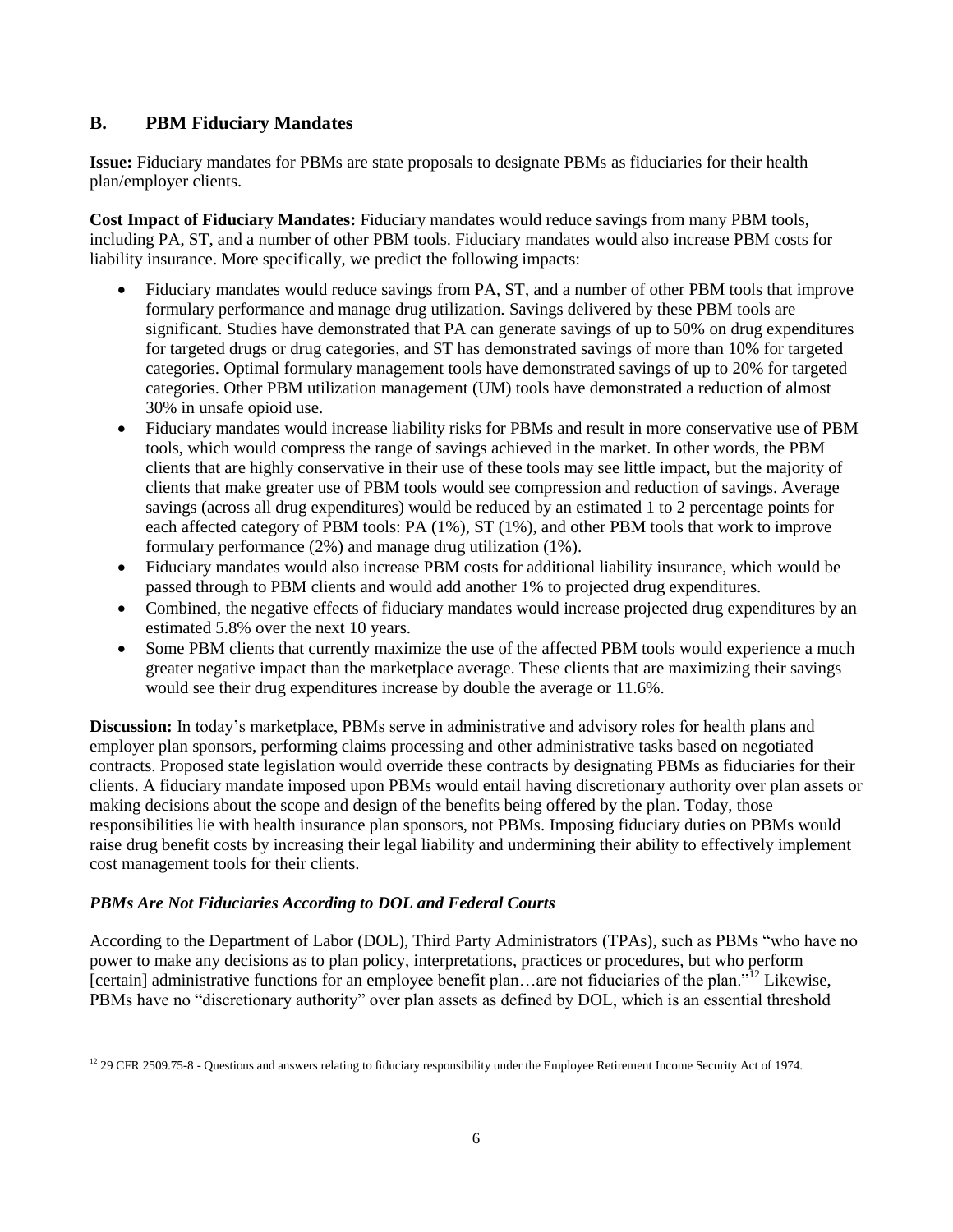## B. PBM Fiduciary Mandates

**Issue:** Fiduciary mandates for PBMs are state proposals to designate PBMs as fiduciaries for their health plan/employer clients.

**Cost Impact of Fiduciary Mandates:** Fiduciary mandates would reduce savings from many PBM tools, including PA, ST, and a number of other PBM tools. Fiduciary mandates would also increase PBM costs for liability insurance. More specifically, we predict the following impacts:

- Fiduciary mandates would reduce savings from PA, ST, and a number of other PBM tools that improve formulary performance and manage drug utilization. Savings delivered by these PBM tools are significant. Studies have demonstrated that PA can generate savings of up to 50% on drug expenditures for targeted drugs or drug categories, and ST has demonstrated savings of more than 10% for targeted categories. Optimal formulary management tools have demonstrated savings of up to 20% for targeted categories. Other PBM utilization management (UM) tools have demonstrated a reduction of almost 30% in unsafe opioid use.
- Fiduciary mandates would increase liability risks for PBMs and result in more conservative use of PBM tools, which would compress the range of savings achieved in the market. In other words, the PBM clients that are highly conservative in their use of these tools may see little impact, but the majority of clients that make greater use of PBM tools would see compression and reduction of savings. Average savings (across all drug expenditures) would be reduced by an estimated 1 to 2 percentage points for each affected category of PBM tools: PA (1%), ST (1%), and other PBM tools that work to improve formulary performance (2%) and manage drug utilization (1%).
- Fiduciary mandates would also increase PBM costs for additional liability insurance, which would be passed through to PBM clients and would add another 1% to projected drug expenditures.
- Combined, the negative effects of fiduciary mandates would increase projected drug expenditures by an estimated 5.8% over the next 10 years.
- Some PBM clients that currently maximize the use of the affected PBM tools would experience a much greater negative impact than the marketplace average. These clients that are maximizing their savings would see their drug expenditures increase by double the average or 11.6%.

**Discussion:** In today's marketplace, PBMs serve in administrative and advisory roles for health plans and employer plan sponsors, performing claims processing and other administrative tasks based on negotiated contracts. Proposed state legislation would override these contracts by designating PBMs as fiduciaries for their clients. A fiduciary mandate imposed upon PBMs would entail having discretionary authority over plan assets or making decisions about the scope and design of the benefits being offered by the plan. Today, those responsibilities lie with health insurance plan sponsors, not PBMs. Imposing fiduciary duties on PBMs would raise drug benefit costs by increasing their legal liability and undermining their ability to effectively implement cost management tools for their clients.

### *PBMs Are Not Fiduciaries According to DOL and Federal Courts*

According to the Department of Labor (DOL), Third Party Administrators (TPAs), such as PBMs "who have no power to make any decisions as to plan policy, interpretations, practices or procedures, but who perform [certain] administrative functions for an employee benefit plan…are not fiduciaries of the plan."[12] Likewise, PBMs have no "discretionary authority" over plan assets as defined by DOL, which is an essential threshold

[12] 29 CFR 2509.75-8 - Questions and answers relating to fiduciary responsibility under the Employee Retirement Income Security Act of 1974.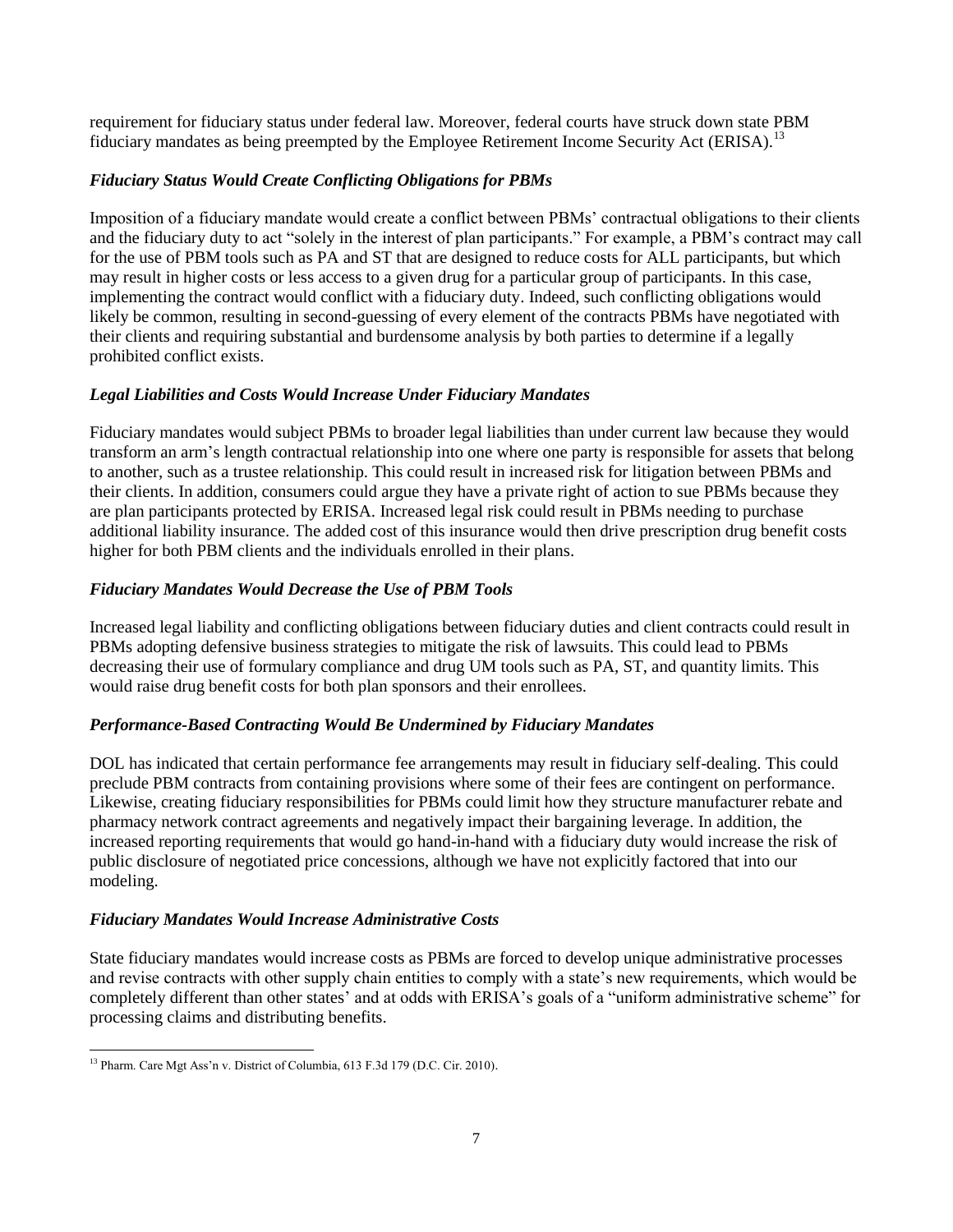requirement for fiduciary status under federal law. Moreover, federal courts have struck down state PBM fiduciary mandates as being preempted by the Employee Retirement Income Security Act (ERISA).[13]

### *Fiduciary Status Would Create Conflicting Obligations for PBMs*

Imposition of a fiduciary mandate would create a conflict between PBMs' contractual obligations to their clients and the fiduciary duty to act "solely in the interest of plan participants." For example, a PBM's contract may call for the use of PBM tools such as PA and ST that are designed to reduce costs for ALL participants, but which may result in higher costs or less access to a given drug for a particular group of participants. In this case, implementing the contract would conflict with a fiduciary duty. Indeed, such conflicting obligations would likely be common, resulting in second-guessing of every element of the contracts PBMs have negotiated with their clients and requiring substantial and burdensome analysis by both parties to determine if a legally prohibited conflict exists.

### *Legal Liabilities and Costs Would Increase Under Fiduciary Mandates*

Fiduciary mandates would subject PBMs to broader legal liabilities than under current law because they would transform an arm's length contractual relationship into one where one party is responsible for assets that belong to another, such as a trustee relationship. This could result in increased risk for litigation between PBMs and their clients. In addition, consumers could argue they have a private right of action to sue PBMs because they are plan participants protected by ERISA. Increased legal risk could result in PBMs needing to purchase additional liability insurance. The added cost of this insurance would then drive prescription drug benefit costs higher for both PBM clients and the individuals enrolled in their plans.

### *Fiduciary Mandates Would Decrease the Use of PBM Tools*

Increased legal liability and conflicting obligations between fiduciary duties and client contracts could result in PBMs adopting defensive business strategies to mitigate the risk of lawsuits. This could lead to PBMs decreasing their use of formulary compliance and drug UM tools such as PA, ST, and quantity limits. This would raise drug benefit costs for both plan sponsors and their enrollees.

### *Performance-Based Contracting Would Be Undermined by Fiduciary Mandates*

DOL has indicated that certain performance fee arrangements may result in fiduciary self-dealing. This could preclude PBM contracts from containing provisions where some of their fees are contingent on performance. Likewise, creating fiduciary responsibilities for PBMs could limit how they structure manufacturer rebate and pharmacy network contract agreements and negatively impact their bargaining leverage. In addition, the increased reporting requirements that would go hand-in-hand with a fiduciary duty would increase the risk of public disclosure of negotiated price concessions, although we have not explicitly factored that into our modeling.

### *Fiduciary Mandates Would Increase Administrative Costs*

State fiduciary mandates would increase costs as PBMs are forced to develop unique administrative processes and revise contracts with other supply chain entities to comply with a state's new requirements, which would be completely different than other states' and at odds with ERISA's goals of a "uniform administrative scheme" for processing claims and distributing benefits.

---

[13] Pharm. Care Mgt Ass'n v. District of Columbia, 613 F.3d 179 (D.C. Cir. 2010).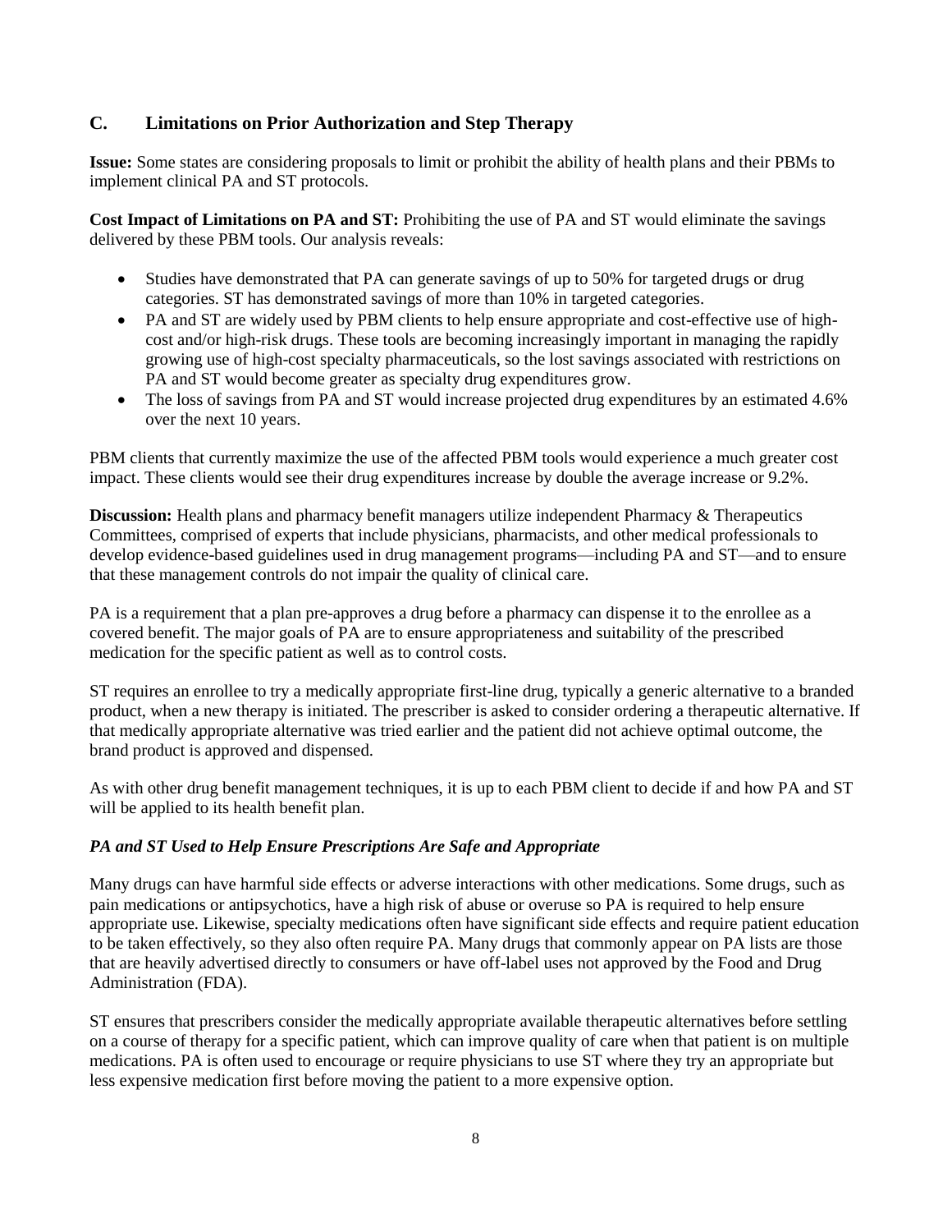## C. Limitations on Prior Authorization and Step Therapy

**Issue:** Some states are considering proposals to limit or prohibit the ability of health plans and their PBMs to implement clinical PA and ST protocols.

**Cost Impact of Limitations on PA and ST:** Prohibiting the use of PA and ST would eliminate the savings delivered by these PBM tools. Our analysis reveals:

- Studies have demonstrated that PA can generate savings of up to 50% for targeted drugs or drug categories. ST has demonstrated savings of more than 10% in targeted categories.
- PA and ST are widely used by PBM clients to help ensure appropriate and cost-effective use of high-cost and/or high-risk drugs. These tools are becoming increasingly important in managing the rapidly growing use of high-cost specialty pharmaceuticals, so the lost savings associated with restrictions on PA and ST would become greater as specialty drug expenditures grow.
- The loss of savings from PA and ST would increase projected drug expenditures by an estimated 4.6% over the next 10 years.

PBM clients that currently maximize the use of the affected PBM tools would experience a much greater cost impact. These clients would see their drug expenditures increase by double the average increase or 9.2%.

**Discussion:** Health plans and pharmacy benefit managers utilize independent Pharmacy & Therapeutics Committees, comprised of experts that include physicians, pharmacists, and other medical professionals to develop evidence-based guidelines used in drug management programs—including PA and ST—and to ensure that these management controls do not impair the quality of clinical care.

PA is a requirement that a plan pre-approves a drug before a pharmacy can dispense it to the enrollee as a covered benefit. The major goals of PA are to ensure appropriateness and suitability of the prescribed medication for the specific patient as well as to control costs.

ST requires an enrollee to try a medically appropriate first-line drug, typically a generic alternative to a branded product, when a new therapy is initiated. The prescriber is asked to consider ordering a therapeutic alternative. If that medically appropriate alternative was tried earlier and the patient did not achieve optimal outcome, the brand product is approved and dispensed.

As with other drug benefit management techniques, it is up to each PBM client to decide if and how PA and ST will be applied to its health benefit plan.

### *PA and ST Used to Help Ensure Prescriptions Are Safe and Appropriate*

Many drugs can have harmful side effects or adverse interactions with other medications. Some drugs, such as pain medications or antipsychotics, have a high risk of abuse or overuse so PA is required to help ensure appropriate use. Likewise, specialty medications often have significant side effects and require patient education to be taken effectively, so they also often require PA. Many drugs that commonly appear on PA lists are those that are heavily advertised directly to consumers or have off-label uses not approved by the Food and Drug Administration (FDA).

ST ensures that prescribers consider the medically appropriate available therapeutic alternatives before settling on a course of therapy for a specific patient, which can improve quality of care when that patient is on multiple medications. PA is often used to encourage or require physicians to use ST where they try an appropriate but less expensive medication first before moving the patient to a more expensive option.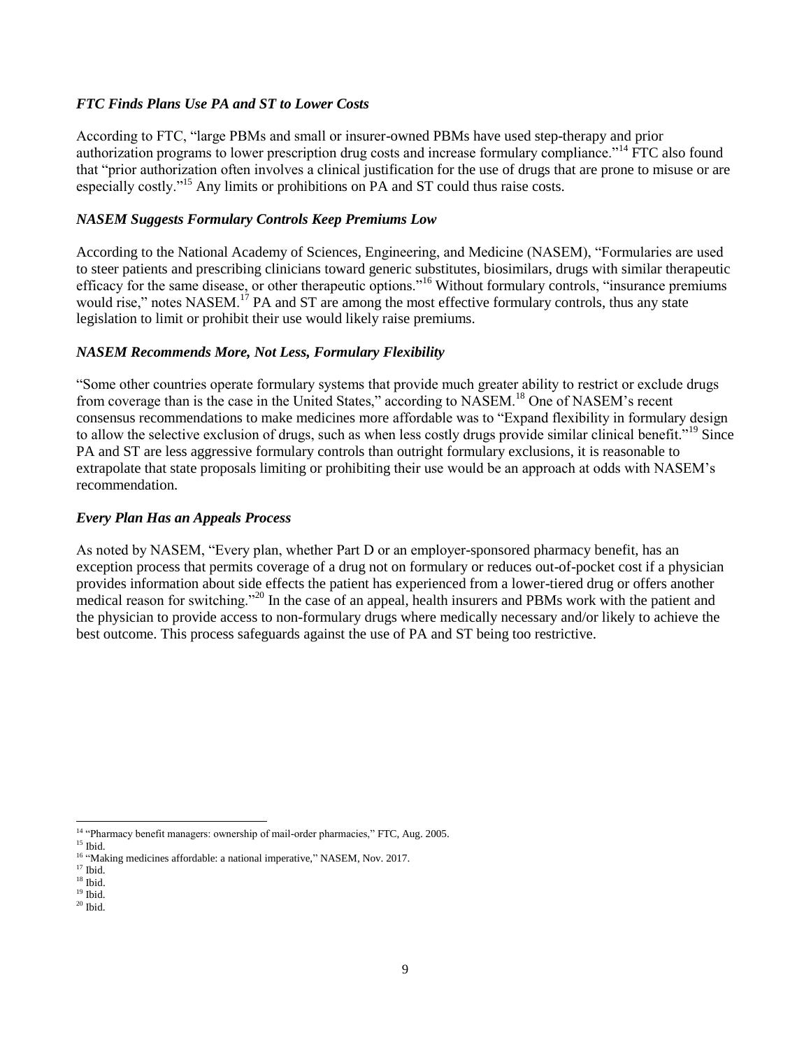### *FTC Finds Plans Use PA and ST to Lower Costs*

According to FTC, "large PBMs and small or insurer-owned PBMs have used step-therapy and prior authorization programs to lower prescription drug costs and increase formulary compliance."[14] FTC also found that "prior authorization often involves a clinical justification for the use of drugs that are prone to misuse or are especially costly."[15] Any limits or prohibitions on PA and ST could thus raise costs.

### *NASEM Suggests Formulary Controls Keep Premiums Low*

According to the National Academy of Sciences, Engineering, and Medicine (NASEM), "Formularies are used to steer patients and prescribing clinicians toward generic substitutes, biosimilars, drugs with similar therapeutic efficacy for the same disease, or other therapeutic options."[16] Without formulary controls, "insurance premiums would rise," notes NASEM.[17] PA and ST are among the most effective formulary controls, thus any state legislation to limit or prohibit their use would likely raise premiums.

### *NASEM Recommends More, Not Less, Formulary Flexibility*

"Some other countries operate formulary systems that provide much greater ability to restrict or exclude drugs from coverage than is the case in the United States," according to NASEM.[18] One of NASEM's recent consensus recommendations to make medicines more affordable was to "Expand flexibility in formulary design to allow the selective exclusion of drugs, such as when less costly drugs provide similar clinical benefit."[19] Since PA and ST are less aggressive formulary controls than outright formulary exclusions, it is reasonable to extrapolate that state proposals limiting or prohibiting their use would be an approach at odds with NASEM's recommendation.

### *Every Plan Has an Appeals Process*

As noted by NASEM, "Every plan, whether Part D or an employer-sponsored pharmacy benefit, has an exception process that permits coverage of a drug not on formulary or reduces out-of-pocket cost if a physician provides information about side effects the patient has experienced from a lower-tiered drug or offers another medical reason for switching."[20] In the case of an appeal, health insurers and PBMs work with the patient and the physician to provide access to non-formulary drugs where medically necessary and/or likely to achieve the best outcome. This process safeguards against the use of PA and ST being too restrictive.

---

[14] "Pharmacy benefit managers: ownership of mail-order pharmacies," FTC, Aug. 2005.
[15] Ibid.
[16] "Making medicines affordable: a national imperative," NASEM, Nov. 2017.
[17] Ibid.
[18] Ibid.
[19] Ibid.
[20] Ibid.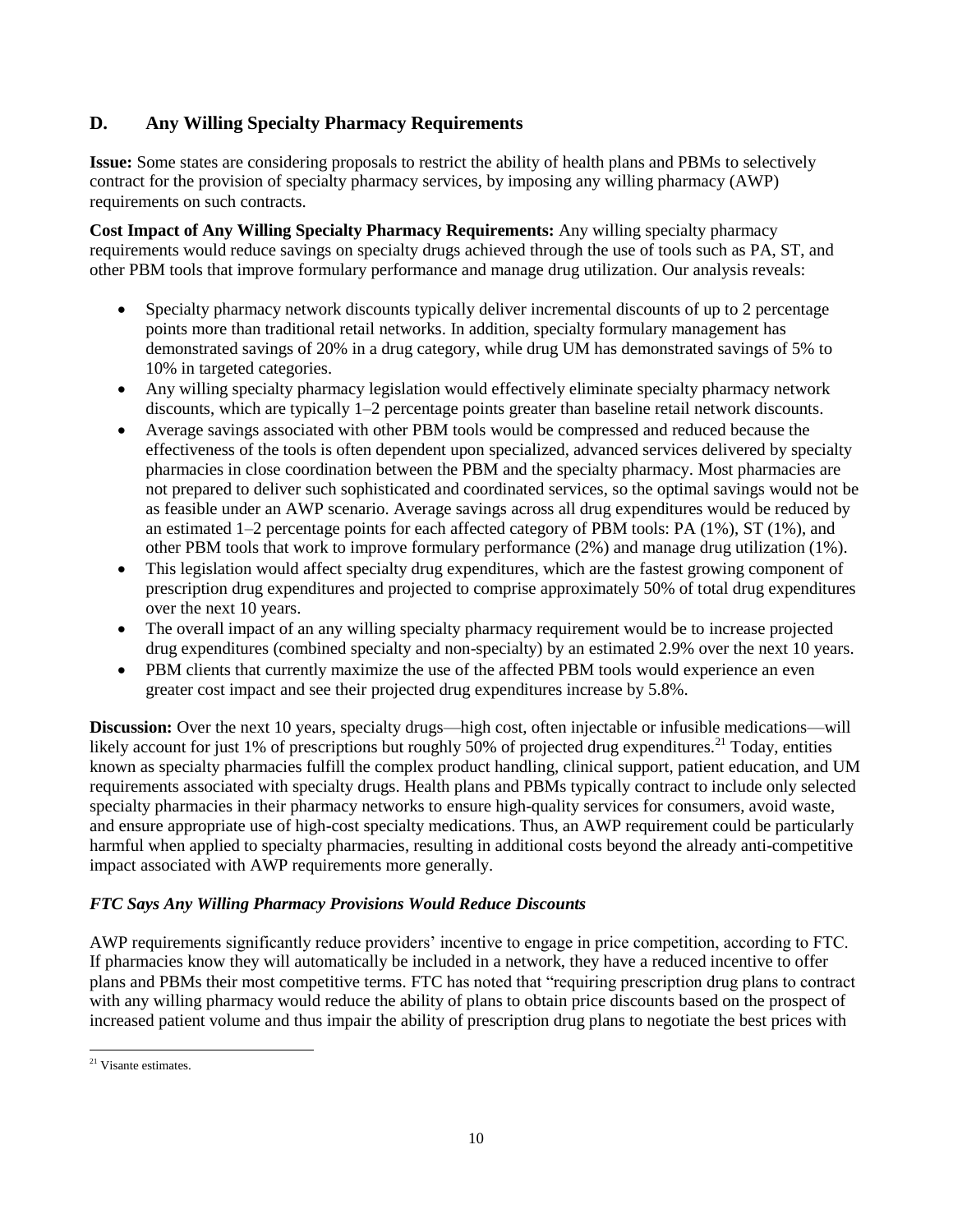## D. Any Willing Specialty Pharmacy Requirements

**Issue:** Some states are considering proposals to restrict the ability of health plans and PBMs to selectively contract for the provision of specialty pharmacy services, by imposing any willing pharmacy (AWP) requirements on such contracts.

**Cost Impact of Any Willing Specialty Pharmacy Requirements:** Any willing specialty pharmacy requirements would reduce savings on specialty drugs achieved through the use of tools such as PA, ST, and other PBM tools that improve formulary performance and manage drug utilization. Our analysis reveals:

- Specialty pharmacy network discounts typically deliver incremental discounts of up to 2 percentage points more than traditional retail networks. In addition, specialty formulary management has demonstrated savings of 20% in a drug category, while drug UM has demonstrated savings of 5% to 10% in targeted categories.
- Any willing specialty pharmacy legislation would effectively eliminate specialty pharmacy network discounts, which are typically 1–2 percentage points greater than baseline retail network discounts.
- Average savings associated with other PBM tools would be compressed and reduced because the effectiveness of the tools is often dependent upon specialized, advanced services delivered by specialty pharmacies in close coordination between the PBM and the specialty pharmacy. Most pharmacies are not prepared to deliver such sophisticated and coordinated services, so the optimal savings would not be as feasible under an AWP scenario. Average savings across all drug expenditures would be reduced by an estimated 1–2 percentage points for each affected category of PBM tools: PA (1%), ST (1%), and other PBM tools that work to improve formulary performance (2%) and manage drug utilization (1%).
- This legislation would affect specialty drug expenditures, which are the fastest growing component of prescription drug expenditures and projected to comprise approximately 50% of total drug expenditures over the next 10 years.
- The overall impact of an any willing specialty pharmacy requirement would be to increase projected drug expenditures (combined specialty and non-specialty) by an estimated 2.9% over the next 10 years.
- PBM clients that currently maximize the use of the affected PBM tools would experience an even greater cost impact and see their projected drug expenditures increase by 5.8%.

**Discussion:** Over the next 10 years, specialty drugs—high cost, often injectable or infusible medications—will likely account for just 1% of prescriptions but roughly 50% of projected drug expenditures.[21] Today, entities known as specialty pharmacies fulfill the complex product handling, clinical support, patient education, and UM requirements associated with specialty drugs. Health plans and PBMs typically contract to include only selected specialty pharmacies in their pharmacy networks to ensure high-quality services for consumers, avoid waste, and ensure appropriate use of high-cost specialty medications. Thus, an AWP requirement could be particularly harmful when applied to specialty pharmacies, resulting in additional costs beyond the already anti-competitive impact associated with AWP requirements more generally.

### *FTC Says Any Willing Pharmacy Provisions Would Reduce Discounts*

AWP requirements significantly reduce providers' incentive to engage in price competition, according to FTC. If pharmacies know they will automatically be included in a network, they have a reduced incentive to offer plans and PBMs their most competitive terms. FTC has noted that "requiring prescription drug plans to contract with any willing pharmacy would reduce the ability of plans to obtain price discounts based on the prospect of increased patient volume and thus impair the ability of prescription drug plans to negotiate the best prices with

[21] Visante estimates.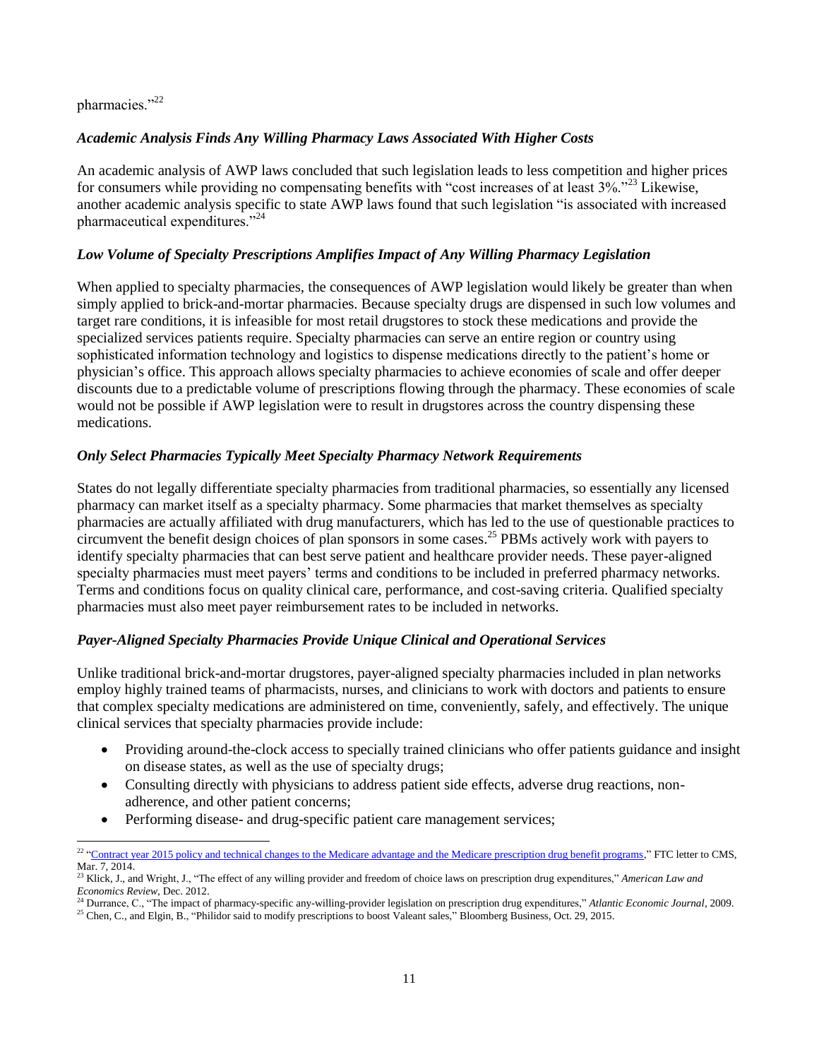pharmacies."[22]

### *Academic Analysis Finds Any Willing Pharmacy Laws Associated With Higher Costs*

An academic analysis of AWP laws concluded that such legislation leads to less competition and higher prices for consumers while providing no compensating benefits with "cost increases of at least 3%."[23] Likewise, another academic analysis specific to state AWP laws found that such legislation "is associated with increased pharmaceutical expenditures."[24]

### *Low Volume of Specialty Prescriptions Amplifies Impact of Any Willing Pharmacy Legislation*

When applied to specialty pharmacies, the consequences of AWP legislation would likely be greater than when simply applied to brick-and-mortar pharmacies. Because specialty drugs are dispensed in such low volumes and target rare conditions, it is infeasible for most retail drugstores to stock these medications and provide the specialized services patients require. Specialty pharmacies can serve an entire region or country using sophisticated information technology and logistics to dispense medications directly to the patient's home or physician's office. This approach allows specialty pharmacies to achieve economies of scale and offer deeper discounts due to a predictable volume of prescriptions flowing through the pharmacy. These economies of scale would not be possible if AWP legislation were to result in drugstores across the country dispensing these medications.

### *Only Select Pharmacies Typically Meet Specialty Pharmacy Network Requirements*

States do not legally differentiate specialty pharmacies from traditional pharmacies, so essentially any licensed pharmacy can market itself as a specialty pharmacy. Some pharmacies that market themselves as specialty pharmacies are actually affiliated with drug manufacturers, which has led to the use of questionable practices to circumvent the benefit design choices of plan sponsors in some cases.[25] PBMs actively work with payers to identify specialty pharmacies that can best serve patient and healthcare provider needs. These payer-aligned specialty pharmacies must meet payers' terms and conditions to be included in preferred pharmacy networks. Terms and conditions focus on quality clinical care, performance, and cost-saving criteria. Qualified specialty pharmacies must also meet payer reimbursement rates to be included in networks.

### *Payer-Aligned Specialty Pharmacies Provide Unique Clinical and Operational Services*

Unlike traditional brick-and-mortar drugstores, payer-aligned specialty pharmacies included in plan networks employ highly trained teams of pharmacists, nurses, and clinicians to work with doctors and patients to ensure that complex specialty medications are administered on time, conveniently, safely, and effectively. The unique clinical services that specialty pharmacies provide include:

- Providing around-the-clock access to specially trained clinicians who offer patients guidance and insight on disease states, as well as the use of specialty drugs;
- Consulting directly with physicians to address patient side effects, adverse drug reactions, non-adherence, and other patient concerns;
- Performing disease- and drug-specific patient care management services;

---

[22] "Contract year 2015 policy and technical changes to the Medicare advantage and the Medicare prescription drug benefit programs," FTC letter to CMS, Mar. 7, 2014.

[23] Klick, J., and Wright, J., "The effect of any willing provider and freedom of choice laws on prescription drug expenditures," *American Law and Economics Review*, Dec. 2012.

[24] Durrance, C., "The impact of pharmacy-specific any-willing-provider legislation on prescription drug expenditures," *Atlantic Economic Journal*, 2009.

[25] Chen, C., and Elgin, B., "Philidor said to modify prescriptions to boost Valeant sales," Bloomberg Business, Oct. 29, 2015.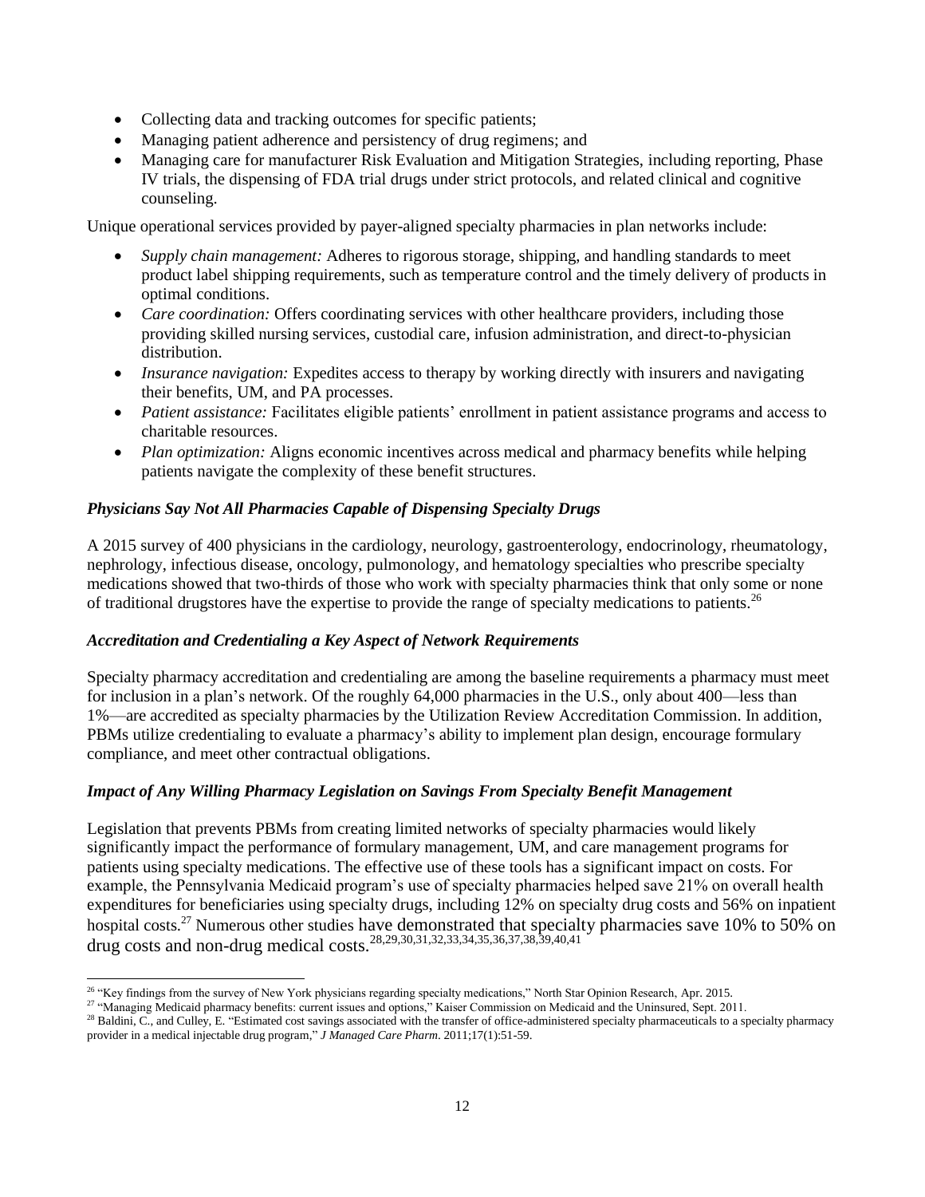- Collecting data and tracking outcomes for specific patients;
- Managing patient adherence and persistency of drug regimens; and
- Managing care for manufacturer Risk Evaluation and Mitigation Strategies, including reporting, Phase IV trials, the dispensing of FDA trial drugs under strict protocols, and related clinical and cognitive counseling.

Unique operational services provided by payer-aligned specialty pharmacies in plan networks include:

- *Supply chain management:* Adheres to rigorous storage, shipping, and handling standards to meet product label shipping requirements, such as temperature control and the timely delivery of products in optimal conditions.
- *Care coordination:* Offers coordinating services with other healthcare providers, including those providing skilled nursing services, custodial care, infusion administration, and direct-to-physician distribution.
- *Insurance navigation:* Expedites access to therapy by working directly with insurers and navigating their benefits, UM, and PA processes.
- *Patient assistance:* Facilitates eligible patients' enrollment in patient assistance programs and access to charitable resources.
- *Plan optimization:* Aligns economic incentives across medical and pharmacy benefits while helping patients navigate the complexity of these benefit structures.

### *Physicians Say Not All Pharmacies Capable of Dispensing Specialty Drugs*

A 2015 survey of 400 physicians in the cardiology, neurology, gastroenterology, endocrinology, rheumatology, nephrology, infectious disease, oncology, pulmonology, and hematology specialties who prescribe specialty medications showed that two-thirds of those who work with specialty pharmacies think that only some or none of traditional drugstores have the expertise to provide the range of specialty medications to patients.[26]

### *Accreditation and Credentialing a Key Aspect of Network Requirements*

Specialty pharmacy accreditation and credentialing are among the baseline requirements a pharmacy must meet for inclusion in a plan's network. Of the roughly 64,000 pharmacies in the U.S., only about 400—less than 1%—are accredited as specialty pharmacies by the Utilization Review Accreditation Commission. In addition, PBMs utilize credentialing to evaluate a pharmacy's ability to implement plan design, encourage formulary compliance, and meet other contractual obligations.

### *Impact of Any Willing Pharmacy Legislation on Savings From Specialty Benefit Management*

Legislation that prevents PBMs from creating limited networks of specialty pharmacies would likely significantly impact the performance of formulary management, UM, and care management programs for patients using specialty medications. The effective use of these tools has a significant impact on costs. For example, the Pennsylvania Medicaid program's use of specialty pharmacies helped save 21% on overall health expenditures for beneficiaries using specialty drugs, including 12% on specialty drug costs and 56% on inpatient hospital costs.[27] Numerous other studies have demonstrated that specialty pharmacies save 10% to 50% on drug costs and non-drug medical costs.[28,29,30,31,32,33,34,35,36,37,38,39,40,41]

---

[26] "Key findings from the survey of New York physicians regarding specialty medications," North Star Opinion Research, Apr. 2015.

[27] "Managing Medicaid pharmacy benefits: current issues and options," Kaiser Commission on Medicaid and the Uninsured, Sept. 2011.

[28] Baldini, C., and Culley, E. "Estimated cost savings associated with the transfer of office-administered specialty pharmaceuticals to a specialty pharmacy provider in a medical injectable drug program," *J Managed Care Pharm*. 2011;17(1):51-59.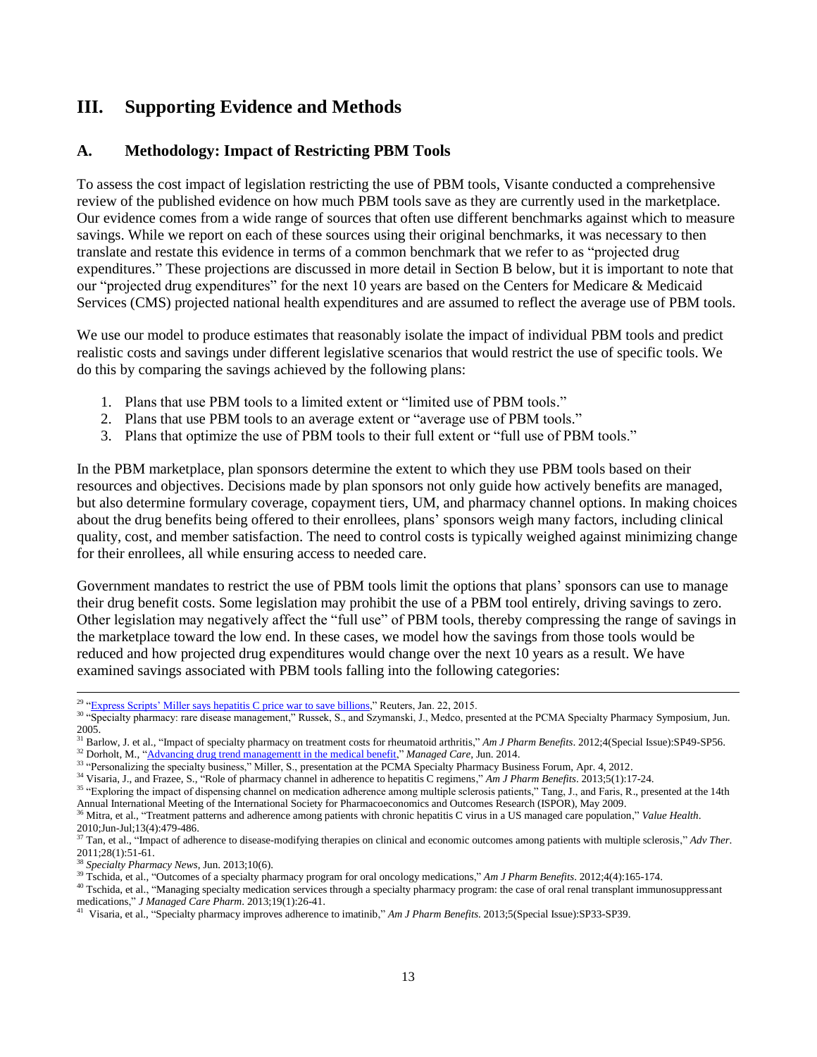## III. Supporting Evidence and Methods

### A. Methodology: Impact of Restricting PBM Tools

To assess the cost impact of legislation restricting the use of PBM tools, Visante conducted a comprehensive review of the published evidence on how much PBM tools save as they are currently used in the marketplace. Our evidence comes from a wide range of sources that often use different benchmarks against which to measure savings. While we report on each of these sources using their original benchmarks, it was necessary to then translate and restate this evidence in terms of a common benchmark that we refer to as "projected drug expenditures." These projections are discussed in more detail in Section B below, but it is important to note that our "projected drug expenditures" for the next 10 years are based on the Centers for Medicare & Medicaid Services (CMS) projected national health expenditures and are assumed to reflect the average use of PBM tools.

We use our model to produce estimates that reasonably isolate the impact of individual PBM tools and predict realistic costs and savings under different legislative scenarios that would restrict the use of specific tools. We do this by comparing the savings achieved by the following plans:

1. Plans that use PBM tools to a limited extent or "limited use of PBM tools."
2. Plans that use PBM tools to an average extent or "average use of PBM tools."
3. Plans that optimize the use of PBM tools to their full extent or "full use of PBM tools."

In the PBM marketplace, plan sponsors determine the extent to which they use PBM tools based on their resources and objectives. Decisions made by plan sponsors not only guide how actively benefits are managed, but also determine formulary coverage, copayment tiers, UM, and pharmacy channel options. In making choices about the drug benefits being offered to their enrollees, plans' sponsors weigh many factors, including clinical quality, cost, and member satisfaction. The need to control costs is typically weighed against minimizing change for their enrollees, all while ensuring access to needed care.

Government mandates to restrict the use of PBM tools limit the options that plans' sponsors can use to manage their drug benefit costs. Some legislation may prohibit the use of a PBM tool entirely, driving savings to zero. Other legislation may negatively affect the "full use" of PBM tools, thereby compressing the range of savings in the marketplace toward the low end. In these cases, we model how the savings from those tools would be reduced and how projected drug expenditures would change over the next 10 years as a result. We have examined savings associated with PBM tools falling into the following categories:

---

[29] "Express Scripts' Miller says hepatitis C price war to save billions," Reuters, Jan. 22, 2015.

[30] "Specialty pharmacy: rare disease management," Russek, S., and Szymanski, J., Medco, presented at the PCMA Specialty Pharmacy Symposium, Jun. 2005.

[31] Barlow, J. et al., "Impact of specialty pharmacy on treatment costs for rheumatoid arthritis," *Am J Pharm Benefits*. 2012;4(Special Issue):SP49-SP56.

[32] Dorholt, M., "Advancing drug trend managementt in the medical benefit," *Managed Care*, Jun. 2014.

[33] "Personalizing the specialty business," Miller, S., presentation at the PCMA Specialty Pharmacy Business Forum, Apr. 4, 2012.

[34] Visaria, J., and Frazee, S., "Role of pharmacy channel in adherence to hepatitis C regimens," *Am J Pharm Benefits*. 2013;5(1):17-24.

[35] "Exploring the impact of dispensing channel on medication adherence among multiple sclerosis patients," Tang, J., and Faris, R., presented at the 14th Annual International Meeting of the International Society for Pharmacoeconomics and Outcomes Research (ISPOR), May 2009.

[36] Mitra, et al., "Treatment patterns and adherence among patients with chronic hepatitis C virus in a US managed care population," *Value Health*. 2010;Jun-Jul;13(4):479-486.

[37] Tan, et al., "Impact of adherence to disease-modifying therapies on clinical and economic outcomes among patients with multiple sclerosis," *Adv Ther*. 2011;28(1):51-61.

[38] *Specialty Pharmacy News*, Jun. 2013;10(6).

[39] Tschida, et al., "Outcomes of a specialty pharmacy program for oral oncology medications," *Am J Pharm Benefits*. 2012;4(4):165-174.

[40] Tschida, et al., "Managing specialty medication services through a specialty pharmacy program: the case of oral renal transplant immunosuppressant medications," *J Managed Care Pharm*. 2013;19(1):26-41.

[41] Visaria, et al., "Specialty pharmacy improves adherence to imatinib," *Am J Pharm Benefits*. 2013;5(Special Issue):SP33-SP39.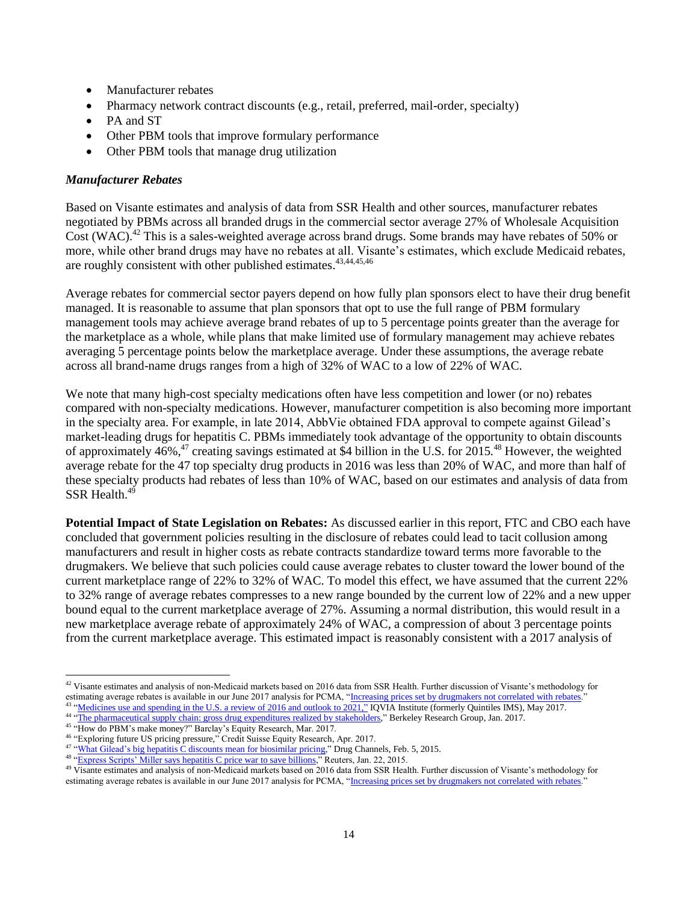- Manufacturer rebates
- Pharmacy network contract discounts (e.g., retail, preferred, mail-order, specialty)
- PA and ST
- Other PBM tools that improve formulary performance
- Other PBM tools that manage drug utilization

***Manufacturer Rebates***

Based on Visante estimates and analysis of data from SSR Health and other sources, manufacturer rebates negotiated by PBMs across all branded drugs in the commercial sector average 27% of Wholesale Acquisition Cost (WAC).[42] This is a sales-weighted average across brand drugs. Some brands may have rebates of 50% or more, while other brand drugs may have no rebates at all. Visante's estimates, which exclude Medicaid rebates, are roughly consistent with other published estimates.[43,44,45,46]

Average rebates for commercial sector payers depend on how fully plan sponsors elect to have their drug benefit managed. It is reasonable to assume that plan sponsors that opt to use the full range of PBM formulary management tools may achieve average brand rebates of up to 5 percentage points greater than the average for the marketplace as a whole, while plans that make limited use of formulary management may achieve rebates averaging 5 percentage points below the marketplace average. Under these assumptions, the average rebate across all brand-name drugs ranges from a high of 32% of WAC to a low of 22% of WAC.

We note that many high-cost specialty medications often have less competition and lower (or no) rebates compared with non-specialty medications. However, manufacturer competition is also becoming more important in the specialty area. For example, in late 2014, AbbVie obtained FDA approval to compete against Gilead's market-leading drugs for hepatitis C. PBMs immediately took advantage of the opportunity to obtain discounts of approximately 46%,[47] creating savings estimated at $4 billion in the U.S. for 2015.[48] However, the weighted average rebate for the 47 top specialty drug products in 2016 was less than 20% of WAC, and more than half of these specialty products had rebates of less than 10% of WAC, based on our estimates and analysis of data from SSR Health.[49]

**Potential Impact of State Legislation on Rebates:** As discussed earlier in this report, FTC and CBO each have concluded that government policies resulting in the disclosure of rebates could lead to tacit collusion among manufacturers and result in higher costs as rebate contracts standardize toward terms more favorable to the drugmakers. We believe that such policies could cause average rebates to cluster toward the lower bound of the current marketplace range of 22% to 32% of WAC. To model this effect, we have assumed that the current 22% to 32% range of average rebates compresses to a new range bounded by the current low of 22% and a new upper bound equal to the current marketplace average of 27%. Assuming a normal distribution, this would result in a new marketplace average rebate of approximately 24% of WAC, a compression of about 3 percentage points from the current marketplace average. This estimated impact is reasonably consistent with a 2017 analysis of

---

[42] Visante estimates and analysis of non-Medicaid markets based on 2016 data from SSR Health. Further discussion of Visante's methodology for estimating average rebates is available in our June 2017 analysis for PCMA, "Increasing prices set by drugmakers not correlated with rebates."

[43] "Medicines use and spending in the U.S. a review of 2016 and outlook to 2021," IQVIA Institute (formerly Quintiles IMS), May 2017.

[44] "The pharmaceutical supply chain: gross drug expenditures realized by stakeholders," Berkeley Research Group, Jan. 2017.

[45] "How do PBM's make money?" Barclay's Equity Research, Mar. 2017.

[46] "Exploring future US pricing pressure," Credit Suisse Equity Research, Apr. 2017.

[47] "What Gilead's big hepatitis C discounts mean for biosimilar pricing," Drug Channels, Feb. 5, 2015.

[48] "Express Scripts' Miller says hepatitis C price war to save billions," Reuters, Jan. 22, 2015.

[49] Visante estimates and analysis of non-Medicaid markets based on 2016 data from SSR Health. Further discussion of Visante's methodology for estimating average rebates is available in our June 2017 analysis for PCMA, "Increasing prices set by drugmakers not correlated with rebates."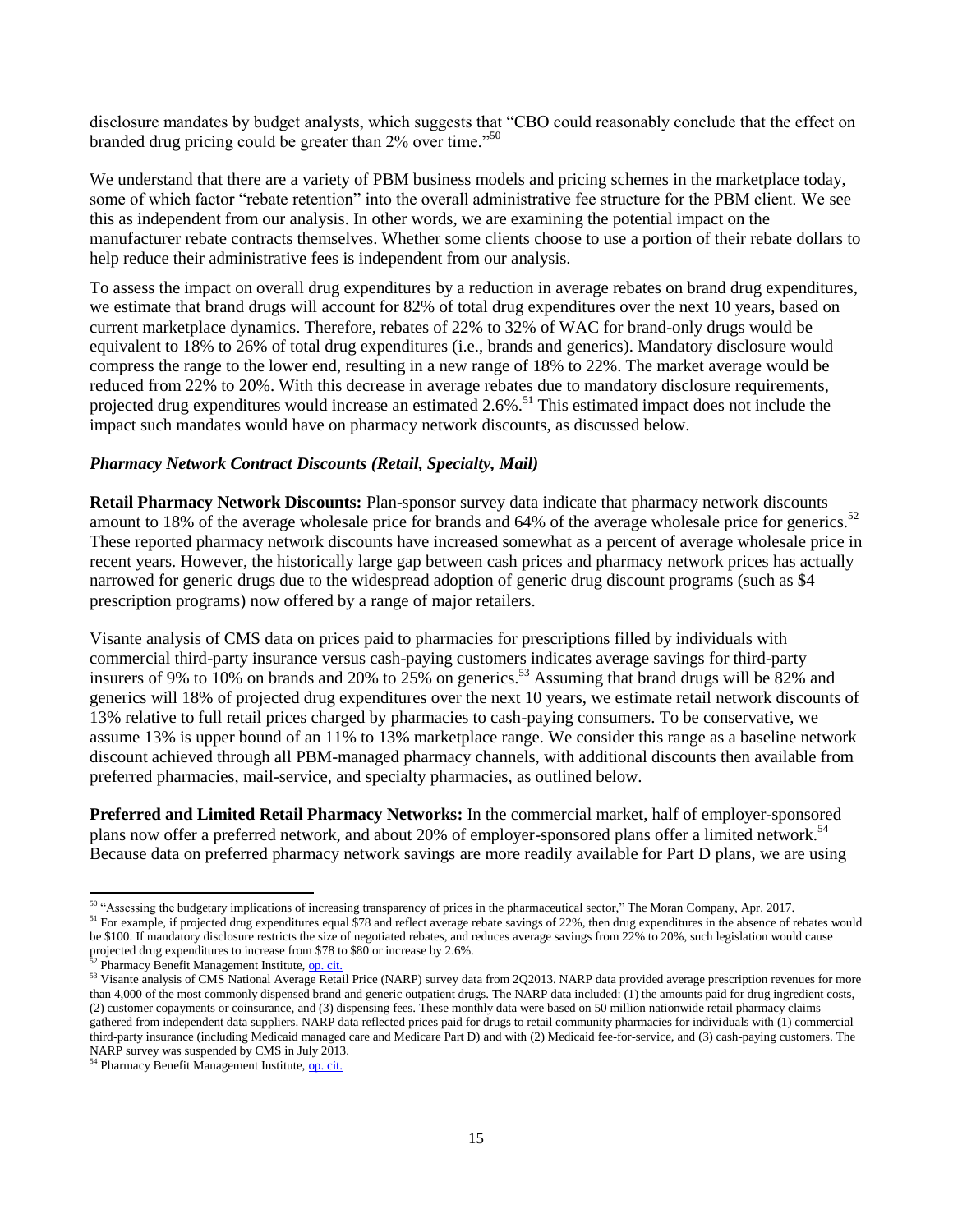disclosure mandates by budget analysts, which suggests that "CBO could reasonably conclude that the effect on branded drug pricing could be greater than 2% over time."[50]

We understand that there are a variety of PBM business models and pricing schemes in the marketplace today, some of which factor "rebate retention" into the overall administrative fee structure for the PBM client. We see this as independent from our analysis. In other words, we are examining the potential impact on the manufacturer rebate contracts themselves. Whether some clients choose to use a portion of their rebate dollars to help reduce their administrative fees is independent from our analysis.

To assess the impact on overall drug expenditures by a reduction in average rebates on brand drug expenditures, we estimate that brand drugs will account for 82% of total drug expenditures over the next 10 years, based on current marketplace dynamics. Therefore, rebates of 22% to 32% of WAC for brand-only drugs would be equivalent to 18% to 26% of total drug expenditures (i.e., brands and generics). Mandatory disclosure would compress the range to the lower end, resulting in a new range of 18% to 22%. The market average would be reduced from 22% to 20%. With this decrease in average rebates due to mandatory disclosure requirements, projected drug expenditures would increase an estimated 2.6%.[51] This estimated impact does not include the impact such mandates would have on pharmacy network discounts, as discussed below.

### *Pharmacy Network Contract Discounts (Retail, Specialty, Mail)*

**Retail Pharmacy Network Discounts:** Plan-sponsor survey data indicate that pharmacy network discounts amount to 18% of the average wholesale price for brands and 64% of the average wholesale price for generics.[52] These reported pharmacy network discounts have increased somewhat as a percent of average wholesale price in recent years. However, the historically large gap between cash prices and pharmacy network prices has actually narrowed for generic drugs due to the widespread adoption of generic drug discount programs (such as $4 prescription programs) now offered by a range of major retailers.

Visante analysis of CMS data on prices paid to pharmacies for prescriptions filled by individuals with commercial third-party insurance versus cash-paying customers indicates average savings for third-party insurers of 9% to 10% on brands and 20% to 25% on generics.[53] Assuming that brand drugs will be 82% and generics will 18% of projected drug expenditures over the next 10 years, we estimate retail network discounts of 13% relative to full retail prices charged by pharmacies to cash-paying consumers. To be conservative, we assume 13% is upper bound of an 11% to 13% marketplace range. We consider this range as a baseline network discount achieved through all PBM-managed pharmacy channels, with additional discounts then available from preferred pharmacies, mail-service, and specialty pharmacies, as outlined below.

**Preferred and Limited Retail Pharmacy Networks:** In the commercial market, half of employer-sponsored plans now offer a preferred network, and about 20% of employer-sponsored plans offer a limited network.[54] Because data on preferred pharmacy network savings are more readily available for Part D plans, we are using

---

[50] "Assessing the budgetary implications of increasing transparency of prices in the pharmaceutical sector," The Moran Company, Apr. 2017.

[51] For example, if projected drug expenditures equal $78 and reflect average rebate savings of 22%, then drug expenditures in the absence of rebates would be $100. If mandatory disclosure restricts the size of negotiated rebates, and reduces average savings from 22% to 20%, such legislation would cause projected drug expenditures to increase from $78 to $80 or increase by 2.6%.

[52] Pharmacy Benefit Management Institute, op. cit.

[53] Visante analysis of CMS National Average Retail Price (NARP) survey data from 2Q2013. NARP data provided average prescription revenues for more than 4,000 of the most commonly dispensed brand and generic outpatient drugs. The NARP data included: (1) the amounts paid for drug ingredient costs, (2) customer copayments or coinsurance, and (3) dispensing fees. These monthly data were based on 50 million nationwide retail pharmacy claims gathered from independent data suppliers. NARP data reflected prices paid for drugs to retail community pharmacies for individuals with (1) commercial third-party insurance (including Medicaid managed care and Medicare Part D) and with (2) Medicaid fee-for-service, and (3) cash-paying customers. The NARP survey was suspended by CMS in July 2013.

[54] Pharmacy Benefit Management Institute, op. cit.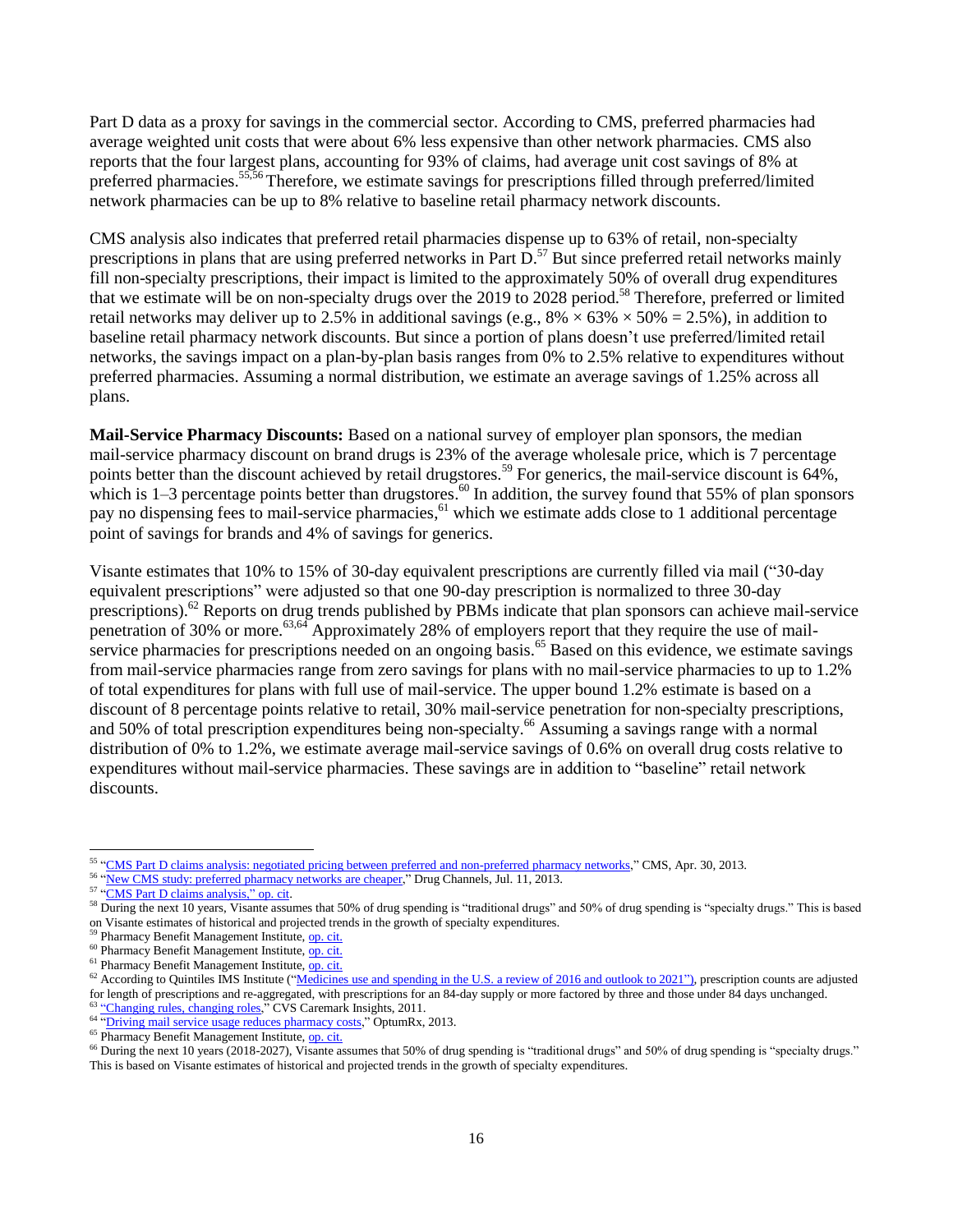Part D data as a proxy for savings in the commercial sector. According to CMS, preferred pharmacies had average weighted unit costs that were about 6% less expensive than other network pharmacies. CMS also reports that the four largest plans, accounting for 93% of claims, had average unit cost savings of 8% at preferred pharmacies.[55,56] Therefore, we estimate savings for prescriptions filled through preferred/limited network pharmacies can be up to 8% relative to baseline retail pharmacy network discounts.

CMS analysis also indicates that preferred retail pharmacies dispense up to 63% of retail, non-specialty prescriptions in plans that are using preferred networks in Part D.[57] But since preferred retail networks mainly fill non-specialty prescriptions, their impact is limited to the approximately 50% of overall drug expenditures that we estimate will be on non-specialty drugs over the 2019 to 2028 period.[58] Therefore, preferred or limited retail networks may deliver up to 2.5% in additional savings (e.g., $8\% \times 63\% \times 50\% = 2.5\%$), in addition to baseline retail pharmacy network discounts. But since a portion of plans doesn't use preferred/limited retail networks, the savings impact on a plan-by-plan basis ranges from 0% to 2.5% relative to expenditures without preferred pharmacies. Assuming a normal distribution, we estimate an average savings of 1.25% across all plans.

**Mail-Service Pharmacy Discounts:** Based on a national survey of employer plan sponsors, the median mail-service pharmacy discount on brand drugs is 23% of the average wholesale price, which is 7 percentage points better than the discount achieved by retail drugstores.[59] For generics, the mail-service discount is 64%, which is 1–3 percentage points better than drugstores.[60] In addition, the survey found that 55% of plan sponsors pay no dispensing fees to mail-service pharmacies,[61] which we estimate adds close to 1 additional percentage point of savings for brands and 4% of savings for generics.

Visante estimates that 10% to 15% of 30-day equivalent prescriptions are currently filled via mail ("30-day equivalent prescriptions" were adjusted so that one 90-day prescription is normalized to three 30-day prescriptions).[62] Reports on drug trends published by PBMs indicate that plan sponsors can achieve mail-service penetration of 30% or more.[63,64] Approximately 28% of employers report that they require the use of mail-service pharmacies for prescriptions needed on an ongoing basis.[65] Based on this evidence, we estimate savings from mail-service pharmacies range from zero savings for plans with no mail-service pharmacies to up to 1.2% of total expenditures for plans with full use of mail-service. The upper bound 1.2% estimate is based on a discount of 8 percentage points relative to retail, 30% mail-service penetration for non-specialty prescriptions, and 50% of total prescription expenditures being non-specialty.[66] Assuming a savings range with a normal distribution of 0% to 1.2%, we estimate average mail-service savings of 0.6% on overall drug costs relative to expenditures without mail-service pharmacies. These savings are in addition to "baseline" retail network discounts.

---

[55] "CMS Part D claims analysis: negotiated pricing between preferred and non-preferred pharmacy networks," CMS, Apr. 30, 2013.

[56] "New CMS study: preferred pharmacy networks are cheaper," Drug Channels, Jul. 11, 2013.

[57] "CMS Part D claims analysis," op. cit.

[58] During the next 10 years, Visante assumes that 50% of drug spending is "traditional drugs" and 50% of drug spending is "specialty drugs." This is based on Visante estimates of historical and projected trends in the growth of specialty expenditures.

[59] Pharmacy Benefit Management Institute, op. cit.

[60] Pharmacy Benefit Management Institute, op. cit.

[61] Pharmacy Benefit Management Institute, op. cit.

[62] According to Quintiles IMS Institute ("Medicines use and spending in the U.S. a review of 2016 and outlook to 2021"), prescription counts are adjusted for length of prescriptions and re-aggregated, with prescriptions for an 84-day supply or more factored by three and those under 84 days unchanged.

[63] "Changing rules, changing roles," CVS Caremark Insights, 2011.

[64] "Driving mail service usage reduces pharmacy costs," OptumRx, 2013.

[65] Pharmacy Benefit Management Institute, op. cit.

[66] During the next 10 years (2018-2027), Visante assumes that 50% of drug spending is "traditional drugs" and 50% of drug spending is "specialty drugs." This is based on Visante estimates of historical and projected trends in the growth of specialty expenditures.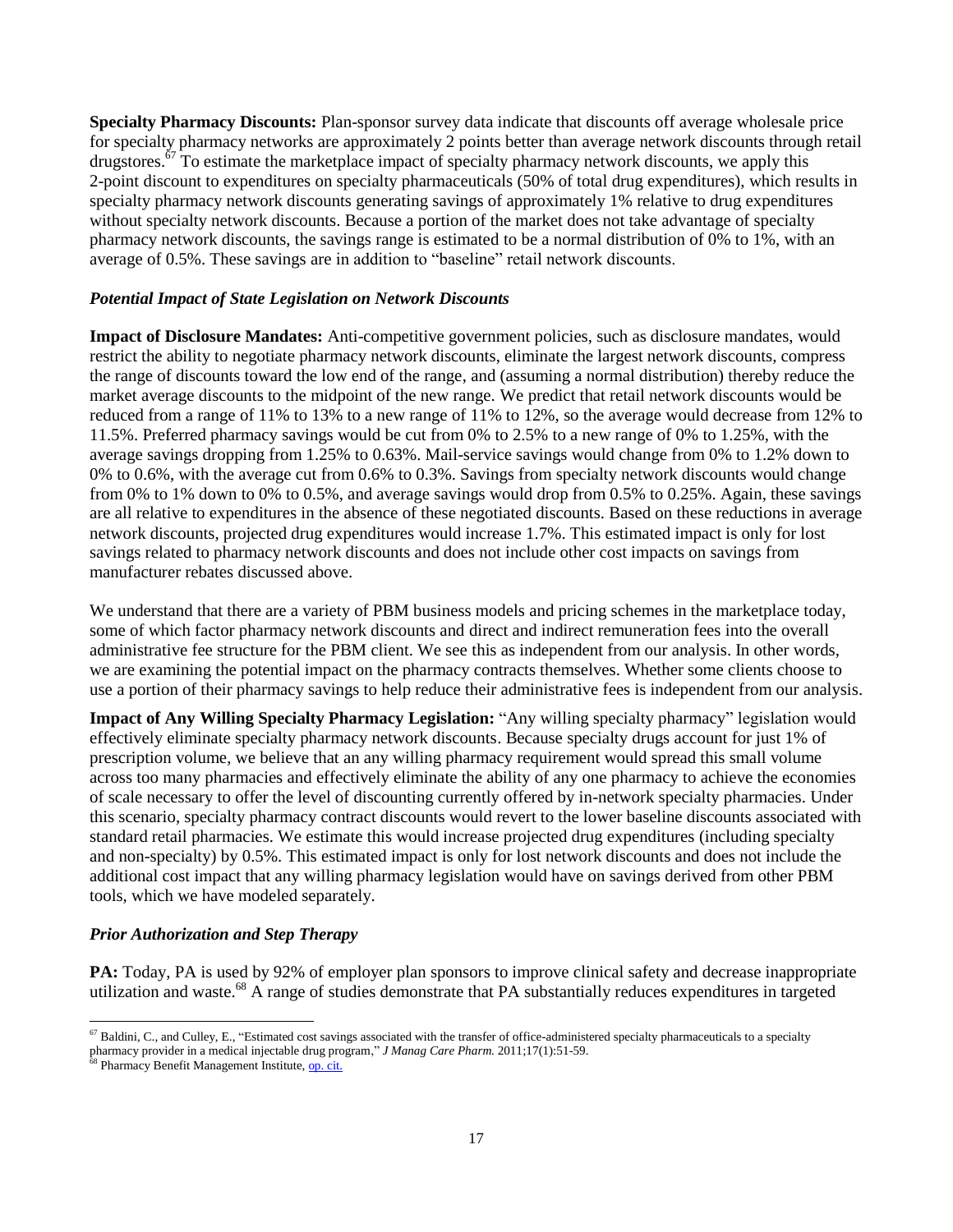**Specialty Pharmacy Discounts:** Plan-sponsor survey data indicate that discounts off average wholesale price for specialty pharmacy networks are approximately 2 points better than average network discounts through retail drugstores.[67] To estimate the marketplace impact of specialty pharmacy network discounts, we apply this 2-point discount to expenditures on specialty pharmaceuticals (50% of total drug expenditures), which results in specialty pharmacy network discounts generating savings of approximately 1% relative to drug expenditures without specialty network discounts. Because a portion of the market does not take advantage of specialty pharmacy network discounts, the savings range is estimated to be a normal distribution of 0% to 1%, with an average of 0.5%. These savings are in addition to "baseline" retail network discounts.

### *Potential Impact of State Legislation on Network Discounts*

**Impact of Disclosure Mandates:** Anti-competitive government policies, such as disclosure mandates, would restrict the ability to negotiate pharmacy network discounts, eliminate the largest network discounts, compress the range of discounts toward the low end of the range, and (assuming a normal distribution) thereby reduce the market average discounts to the midpoint of the new range. We predict that retail network discounts would be reduced from a range of 11% to 13% to a new range of 11% to 12%, so the average would decrease from 12% to 11.5%. Preferred pharmacy savings would be cut from 0% to 2.5% to a new range of 0% to 1.25%, with the average savings dropping from 1.25% to 0.63%. Mail-service savings would change from 0% to 1.2% down to 0% to 0.6%, with the average cut from 0.6% to 0.3%. Savings from specialty network discounts would change from 0% to 1% down to 0% to 0.5%, and average savings would drop from 0.5% to 0.25%. Again, these savings are all relative to expenditures in the absence of these negotiated discounts. Based on these reductions in average network discounts, projected drug expenditures would increase 1.7%. This estimated impact is only for lost savings related to pharmacy network discounts and does not include other cost impacts on savings from manufacturer rebates discussed above.

We understand that there are a variety of PBM business models and pricing schemes in the marketplace today, some of which factor pharmacy network discounts and direct and indirect remuneration fees into the overall administrative fee structure for the PBM client. We see this as independent from our analysis. In other words, we are examining the potential impact on the pharmacy contracts themselves. Whether some clients choose to use a portion of their pharmacy savings to help reduce their administrative fees is independent from our analysis.

**Impact of Any Willing Specialty Pharmacy Legislation:** "Any willing specialty pharmacy" legislation would effectively eliminate specialty pharmacy network discounts. Because specialty drugs account for just 1% of prescription volume, we believe that an any willing pharmacy requirement would spread this small volume across too many pharmacies and effectively eliminate the ability of any one pharmacy to achieve the economies of scale necessary to offer the level of discounting currently offered by in-network specialty pharmacies. Under this scenario, specialty pharmacy contract discounts would revert to the lower baseline discounts associated with standard retail pharmacies. We estimate this would increase projected drug expenditures (including specialty and non-specialty) by 0.5%. This estimated impact is only for lost network discounts and does not include the additional cost impact that any willing pharmacy legislation would have on savings derived from other PBM tools, which we have modeled separately.

### *Prior Authorization and Step Therapy*

**PA:** Today, PA is used by 92% of employer plan sponsors to improve clinical safety and decrease inappropriate utilization and waste.[68] A range of studies demonstrate that PA substantially reduces expenditures in targeted

---

[67] Baldini, C., and Culley, E., "Estimated cost savings associated with the transfer of office-administered specialty pharmaceuticals to a specialty pharmacy provider in a medical injectable drug program," *J Manag Care Pharm.* 2011;17(1):51-59.

[68] Pharmacy Benefit Management Institute, op. cit.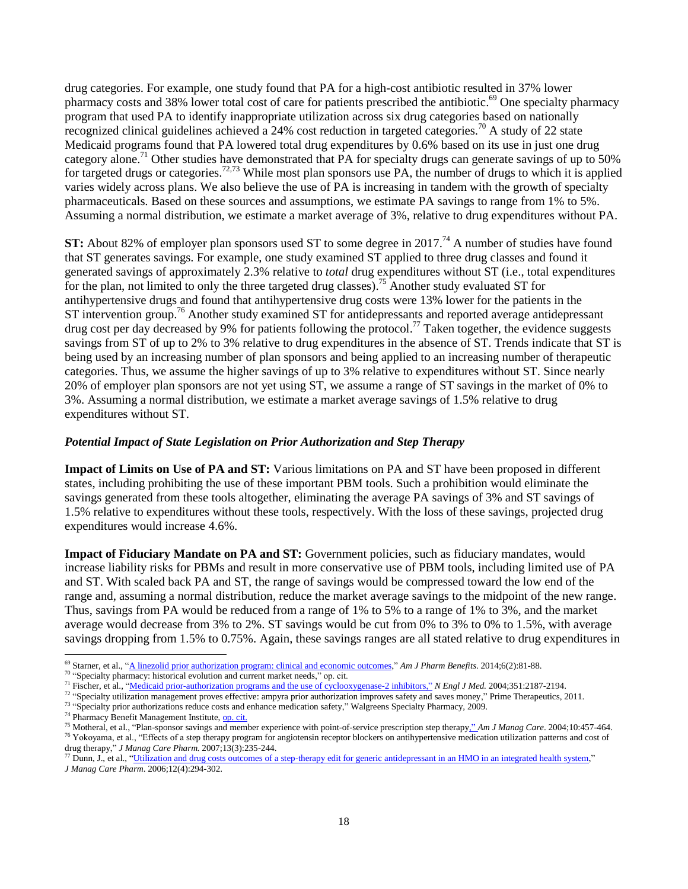drug categories. For example, one study found that PA for a high-cost antibiotic resulted in 37% lower pharmacy costs and 38% lower total cost of care for patients prescribed the antibiotic.[69] One specialty pharmacy program that used PA to identify inappropriate utilization across six drug categories based on nationally recognized clinical guidelines achieved a 24% cost reduction in targeted categories.[70] A study of 22 state Medicaid programs found that PA lowered total drug expenditures by 0.6% based on its use in just one drug category alone.[71] Other studies have demonstrated that PA for specialty drugs can generate savings of up to 50% for targeted drugs or categories.[72,73] While most plan sponsors use PA, the number of drugs to which it is applied varies widely across plans. We also believe the use of PA is increasing in tandem with the growth of specialty pharmaceuticals. Based on these sources and assumptions, we estimate PA savings to range from 1% to 5%. Assuming a normal distribution, we estimate a market average of 3%, relative to drug expenditures without PA.

**ST:** About 82% of employer plan sponsors used ST to some degree in 2017.[74] A number of studies have found that ST generates savings. For example, one study examined ST applied to three drug classes and found it generated savings of approximately 2.3% relative to *total* drug expenditures without ST (i.e., total expenditures for the plan, not limited to only the three targeted drug classes).[75] Another study evaluated ST for antihypertensive drugs and found that antihypertensive drug costs were 13% lower for the patients in the ST intervention group.[76] Another study examined ST for antidepressants and reported average antidepressant drug cost per day decreased by 9% for patients following the protocol.[77] Taken together, the evidence suggests savings from ST of up to 2% to 3% relative to drug expenditures in the absence of ST. Trends indicate that ST is being used by an increasing number of plan sponsors and being applied to an increasing number of therapeutic categories. Thus, we assume the higher savings of up to 3% relative to expenditures without ST. Since nearly 20% of employer plan sponsors are not yet using ST, we assume a range of ST savings in the market of 0% to 3%. Assuming a normal distribution, we estimate a market average savings of 1.5% relative to drug expenditures without ST.

***Potential Impact of State Legislation on Prior Authorization and Step Therapy***

**Impact of Limits on Use of PA and ST:** Various limitations on PA and ST have been proposed in different states, including prohibiting the use of these important PBM tools. Such a prohibition would eliminate the savings generated from these tools altogether, eliminating the average PA savings of 3% and ST savings of 1.5% relative to expenditures without these tools, respectively. With the loss of these savings, projected drug expenditures would increase 4.6%.

**Impact of Fiduciary Mandate on PA and ST:** Government policies, such as fiduciary mandates, would increase liability risks for PBMs and result in more conservative use of PBM tools, including limited use of PA and ST. With scaled back PA and ST, the range of savings would be compressed toward the low end of the range and, assuming a normal distribution, reduce the market average savings to the midpoint of the new range. Thus, savings from PA would be reduced from a range of 1% to 5% to a range of 1% to 3%, and the market average would decrease from 3% to 2%. ST savings would be cut from 0% to 3% to 0% to 1.5%, with average savings dropping from 1.5% to 0.75%. Again, these savings ranges are all stated relative to drug expenditures in

---

[69] Starner, et al., "A linezolid prior authorization program: clinical and economic outcomes," *Am J Pharm Benefits*. 2014;6(2):81-88.

[70] "Specialty pharmacy: historical evolution and current market needs," op. cit.

[71] Fischer, et al., "Medicaid prior-authorization programs and the use of cyclooxygenase-2 inhibitors," *N Engl J Med.* 2004;351:2187-2194.

[72] "Specialty utilization management proves effective: ampyra prior authorization improves safety and saves money," Prime Therapeutics, 2011.

[73] "Specialty prior authorizations reduce costs and enhance medication safety," Walgreens Specialty Pharmacy, 2009.

[74] Pharmacy Benefit Management Institute, op. cit.

[75] Motheral, et al., "Plan-sponsor savings and member experience with point-of-service prescription step therapy," *Am J Manag Care*. 2004;10:457-464.

[76] Yokoyama, et al., "Effects of a step therapy program for angiotensin receptor blockers on antihypertensive medication utilization patterns and cost of drug therapy," *J Manag Care Pharm.* 2007;13(3):235-244.

[77] Dunn, J., et al., "Utilization and drug costs outcomes of a step-therapy edit for generic antidepressant in an HMO in an integrated health system," *J Manag Care Pharm*. 2006;12(4):294-302.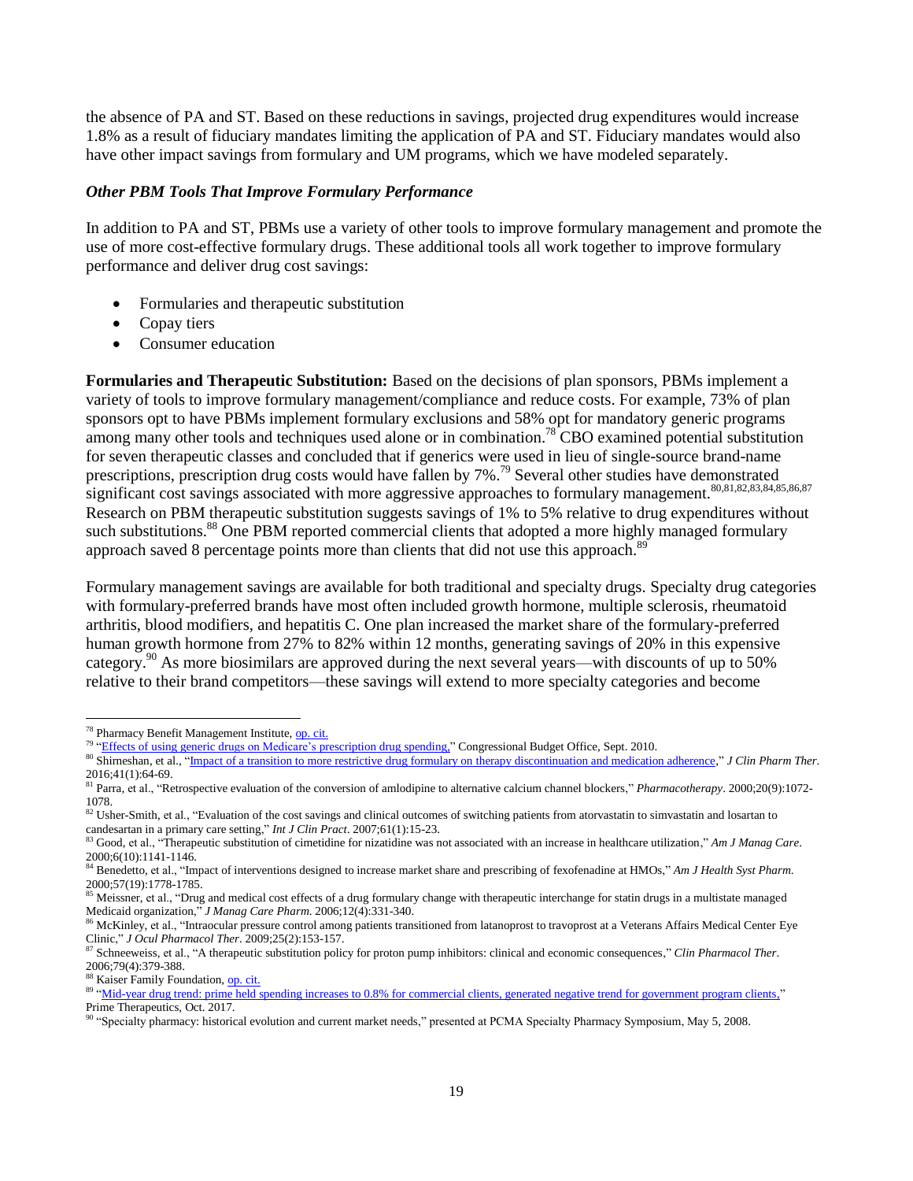the absence of PA and ST. Based on these reductions in savings, projected drug expenditures would increase 1.8% as a result of fiduciary mandates limiting the application of PA and ST. Fiduciary mandates would also have other impact savings from formulary and UM programs, which we have modeled separately.

### *Other PBM Tools That Improve Formulary Performance*

In addition to PA and ST, PBMs use a variety of other tools to improve formulary management and promote the use of more cost-effective formulary drugs. These additional tools all work together to improve formulary performance and deliver drug cost savings:

- Formularies and therapeutic substitution
- Copay tiers
- Consumer education

**Formularies and Therapeutic Substitution:** Based on the decisions of plan sponsors, PBMs implement a variety of tools to improve formulary management/compliance and reduce costs. For example, 73% of plan sponsors opt to have PBMs implement formulary exclusions and 58% opt for mandatory generic programs among many other tools and techniques used alone or in combination.[78] CBO examined potential substitution for seven therapeutic classes and concluded that if generics were used in lieu of single-source brand-name prescriptions, prescription drug costs would have fallen by 7%.[79] Several other studies have demonstrated significant cost savings associated with more aggressive approaches to formulary management.[80,81,82,83,84,85,86,87] Research on PBM therapeutic substitution suggests savings of 1% to 5% relative to drug expenditures without such substitutions.[88] One PBM reported commercial clients that adopted a more highly managed formulary approach saved 8 percentage points more than clients that did not use this approach.[89]

Formulary management savings are available for both traditional and specialty drugs. Specialty drug categories with formulary-preferred brands have most often included growth hormone, multiple sclerosis, rheumatoid arthritis, blood modifiers, and hepatitis C. One plan increased the market share of the formulary-preferred human growth hormone from 27% to 82% within 12 months, generating savings of 20% in this expensive category.[90] As more biosimilars are approved during the next several years—with discounts of up to 50% relative to their brand competitors—these savings will extend to more specialty categories and become

---

[78] Pharmacy Benefit Management Institute, op. cit.

[79] "Effects of using generic drugs on Medicare's prescription drug spending," Congressional Budget Office, Sept. 2010.

[80] Shirneshan, et al., "Impact of a transition to more restrictive drug formulary on therapy discontinuation and medication adherence," *J Clin Pharm Ther.* 2016;41(1):64-69.

[81] Parra, et al., "Retrospective evaluation of the conversion of amlodipine to alternative calcium channel blockers," *Pharmacotherapy*. 2000;20(9):1072-1078.

[82] Usher-Smith, et al., "Evaluation of the cost savings and clinical outcomes of switching patients from atorvastatin to simvastatin and losartan to candesartan in a primary care setting," *Int J Clin Pract*. 2007;61(1):15-23.

[83] Good, et al., "Therapeutic substitution of cimetidine for nizatidine was not associated with an increase in healthcare utilization," *Am J Manag Care*. 2000;6(10):1141-1146.

[84] Benedetto, et al., "Impact of interventions designed to increase market share and prescribing of fexofenadine at HMOs," *Am J Health Syst Pharm.* 2000;57(19):1778-1785.

[85] Meissner, et al., "Drug and medical cost effects of a drug formulary change with therapeutic interchange for statin drugs in a multistate managed Medicaid organization," *J Manag Care Pharm*. 2006;12(4):331-340.

[86] McKinley, et al., "Intraocular pressure control among patients transitioned from latanoprost to travoprost at a Veterans Affairs Medical Center Eye Clinic," *J Ocul Pharmacol Ther*. 2009;25(2):153-157.

[87] Schneeweiss, et al., "A therapeutic substitution policy for proton pump inhibitors: clinical and economic consequences," *Clin Pharmacol Ther*. 2006;79(4):379-388.

[88] Kaiser Family Foundation, op. cit.

[89] "Mid-year drug trend: prime held spending increases to 0.8% for commercial clients, generated negative trend for government program clients," Prime Therapeutics, Oct. 2017.

[90] "Specialty pharmacy: historical evolution and current market needs," presented at PCMA Specialty Pharmacy Symposium, May 5, 2008.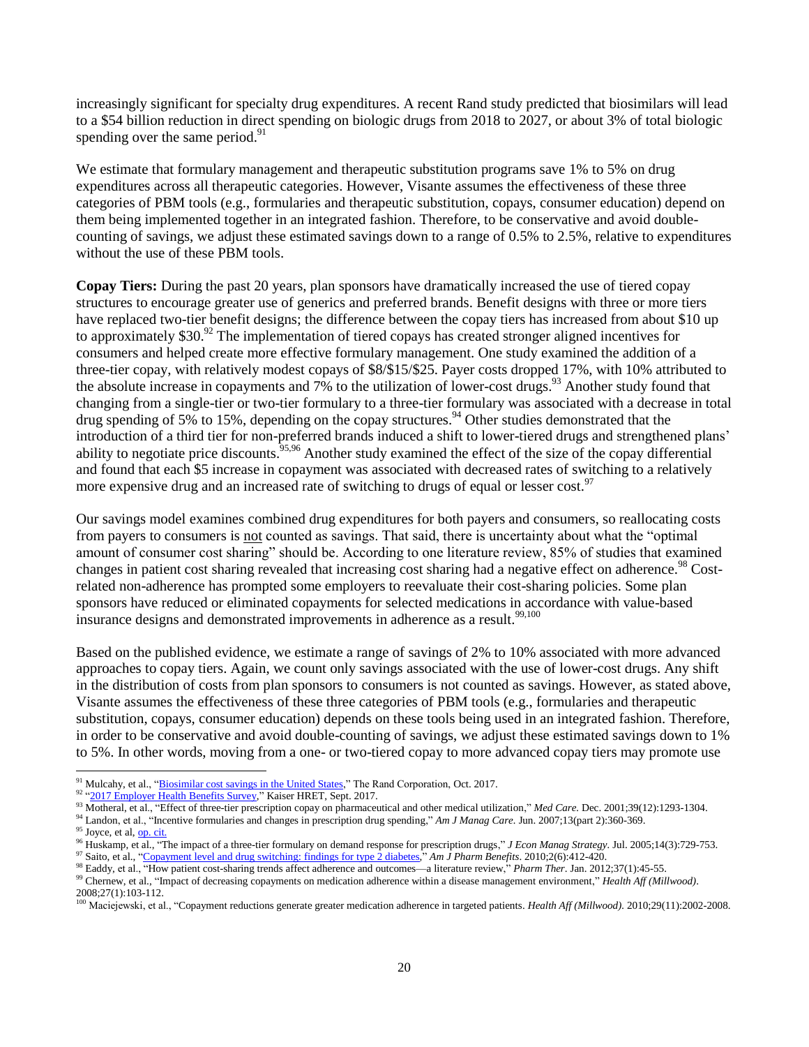increasingly significant for specialty drug expenditures. A recent Rand study predicted that biosimilars will lead to a $54 billion reduction in direct spending on biologic drugs from 2018 to 2027, or about 3% of total biologic spending over the same period.[91]

We estimate that formulary management and therapeutic substitution programs save 1% to 5% on drug expenditures across all therapeutic categories. However, Visante assumes the effectiveness of these three categories of PBM tools (e.g., formularies and therapeutic substitution, copays, consumer education) depend on them being implemented together in an integrated fashion. Therefore, to be conservative and avoid double-counting of savings, we adjust these estimated savings down to a range of 0.5% to 2.5%, relative to expenditures without the use of these PBM tools.

**Copay Tiers:** During the past 20 years, plan sponsors have dramatically increased the use of tiered copay structures to encourage greater use of generics and preferred brands. Benefit designs with three or more tiers have replaced two-tier benefit designs; the difference between the copay tiers has increased from about $10 up to approximately $30.[92] The implementation of tiered copays has created stronger aligned incentives for consumers and helped create more effective formulary management. One study examined the addition of a three-tier copay, with relatively modest copays of $8/$15/$25. Payer costs dropped 17%, with 10% attributed to the absolute increase in copayments and 7% to the utilization of lower-cost drugs.[93] Another study found that changing from a single-tier or two-tier formulary to a three-tier formulary was associated with a decrease in total drug spending of 5% to 15%, depending on the copay structures.[94] Other studies demonstrated that the introduction of a third tier for non-preferred brands induced a shift to lower-tiered drugs and strengthened plans' ability to negotiate price discounts.[95,96] Another study examined the effect of the size of the copay differential and found that each $5 increase in copayment was associated with decreased rates of switching to a relatively more expensive drug and an increased rate of switching to drugs of equal or lesser cost.[97]

Our savings model examines combined drug expenditures for both payers and consumers, so reallocating costs from payers to consumers is <u>not</u> counted as savings. That said, there is uncertainty about what the "optimal amount of consumer cost sharing" should be. According to one literature review, 85% of studies that examined changes in patient cost sharing revealed that increasing cost sharing had a negative effect on adherence.[98] Cost-related non-adherence has prompted some employers to reevaluate their cost-sharing policies. Some plan sponsors have reduced or eliminated copayments for selected medications in accordance with value-based insurance designs and demonstrated improvements in adherence as a result.[99,100]

Based on the published evidence, we estimate a range of savings of 2% to 10% associated with more advanced approaches to copay tiers. Again, we count only savings associated with the use of lower-cost drugs. Any shift in the distribution of costs from plan sponsors to consumers is not counted as savings. However, as stated above, Visante assumes the effectiveness of these three categories of PBM tools (e.g., formularies and therapeutic substitution, copays, consumer education) depends on these tools being used in an integrated fashion. Therefore, in order to be conservative and avoid double-counting of savings, we adjust these estimated savings down to 1% to 5%. In other words, moving from a one- or two-tiered copay to more advanced copay tiers may promote use

---

[91] Mulcahy, et al., "Biosimilar cost savings in the United States," The Rand Corporation, Oct. 2017.

[92] "2017 Employer Health Benefits Survey," Kaiser HRET, Sept. 2017.

[93] Motheral, et al., "Effect of three-tier prescription copay on pharmaceutical and other medical utilization," *Med Care*. Dec. 2001;39(12):1293-1304.

[94] Landon, et al., "Incentive formularies and changes in prescription drug spending," *Am J Manag Care*. Jun. 2007;13(part 2):360-369.

[95] Joyce, et al, op. cit.

[96] Huskamp, et al., "The impact of a three-tier formulary on demand response for prescription drugs," *J Econ Manag Strategy*. Jul. 2005;14(3):729-753.

[97] Saito, et al., "Copayment level and drug switching: findings for type 2 diabetes," *Am J Pharm Benefits*. 2010;2(6):412-420.

[98] Eaddy, et al., "How patient cost-sharing trends affect adherence and outcomes—a literature review," *Pharm Ther*. Jan. 2012;37(1):45-55.

[99] Chernew, et al., "Impact of decreasing copayments on medication adherence within a disease management environment," *Health Aff (Millwood)*. 2008;27(1):103-112.

[100] Maciejewski, et al., "Copayment reductions generate greater medication adherence in targeted patients. *Health Aff (Millwood)*. 2010;29(11):2002-2008.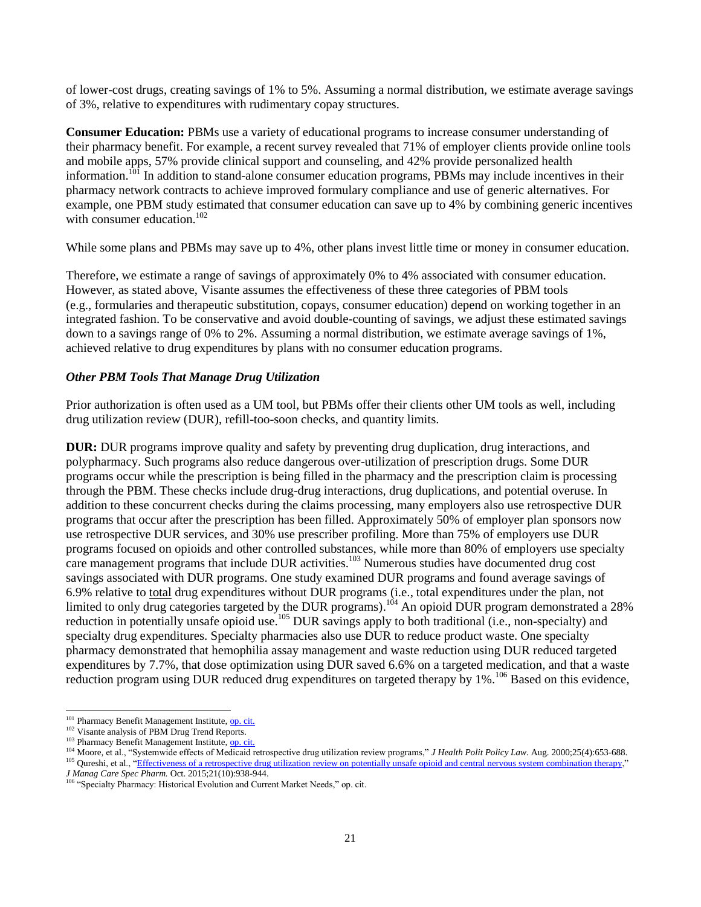of lower-cost drugs, creating savings of 1% to 5%. Assuming a normal distribution, we estimate average savings of 3%, relative to expenditures with rudimentary copay structures.

**Consumer Education:** PBMs use a variety of educational programs to increase consumer understanding of their pharmacy benefit. For example, a recent survey revealed that 71% of employer clients provide online tools and mobile apps, 57% provide clinical support and counseling, and 42% provide personalized health information.[101] In addition to stand-alone consumer education programs, PBMs may include incentives in their pharmacy network contracts to achieve improved formulary compliance and use of generic alternatives. For example, one PBM study estimated that consumer education can save up to 4% by combining generic incentives with consumer education.[102]

While some plans and PBMs may save up to 4%, other plans invest little time or money in consumer education.

Therefore, we estimate a range of savings of approximately 0% to 4% associated with consumer education. However, as stated above, Visante assumes the effectiveness of these three categories of PBM tools (e.g., formularies and therapeutic substitution, copays, consumer education) depend on working together in an integrated fashion. To be conservative and avoid double-counting of savings, we adjust these estimated savings down to a savings range of 0% to 2%. Assuming a normal distribution, we estimate average savings of 1%, achieved relative to drug expenditures by plans with no consumer education programs.

### *Other PBM Tools That Manage Drug Utilization*

Prior authorization is often used as a UM tool, but PBMs offer their clients other UM tools as well, including drug utilization review (DUR), refill-too-soon checks, and quantity limits.

**DUR:** DUR programs improve quality and safety by preventing drug duplication, drug interactions, and polypharmacy. Such programs also reduce dangerous over-utilization of prescription drugs. Some DUR programs occur while the prescription is being filled in the pharmacy and the prescription claim is processing through the PBM. These checks include drug-drug interactions, drug duplications, and potential overuse. In addition to these concurrent checks during the claims processing, many employers also use retrospective DUR programs that occur after the prescription has been filled. Approximately 50% of employer plan sponsors now use retrospective DUR services, and 30% use prescriber profiling. More than 75% of employers use DUR programs focused on opioids and other controlled substances, while more than 80% of employers use specialty care management programs that include DUR activities.[103] Numerous studies have documented drug cost savings associated with DUR programs. One study examined DUR programs and found average savings of 6.9% relative to total drug expenditures without DUR programs (i.e., total expenditures under the plan, not limited to only drug categories targeted by the DUR programs).[104] An opioid DUR program demonstrated a 28% reduction in potentially unsafe opioid use.[105] DUR savings apply to both traditional (i.e., non-specialty) and specialty drug expenditures. Specialty pharmacies also use DUR to reduce product waste. One specialty pharmacy demonstrated that hemophilia assay management and waste reduction using DUR reduced targeted expenditures by 7.7%, that dose optimization using DUR saved 6.6% on a targeted medication, and that a waste reduction program using DUR reduced drug expenditures on targeted therapy by 1%.[106] Based on this evidence,

---

[101] Pharmacy Benefit Management Institute, op. cit.

[102] Visante analysis of PBM Drug Trend Reports.

[103] Pharmacy Benefit Management Institute, op. cit.

[104] Moore, et al., "Systemwide effects of Medicaid retrospective drug utilization review programs," *J Health Polit Policy Law.* Aug. 2000;25(4):653-688.

[105] Qureshi, et al., "Effectiveness of a retrospective drug utilization review on potentially unsafe opioid and central nervous system combination therapy," *J Manag Care Spec Pharm.* Oct. 2015;21(10):938-944.

[106] "Specialty Pharmacy: Historical Evolution and Current Market Needs," op. cit.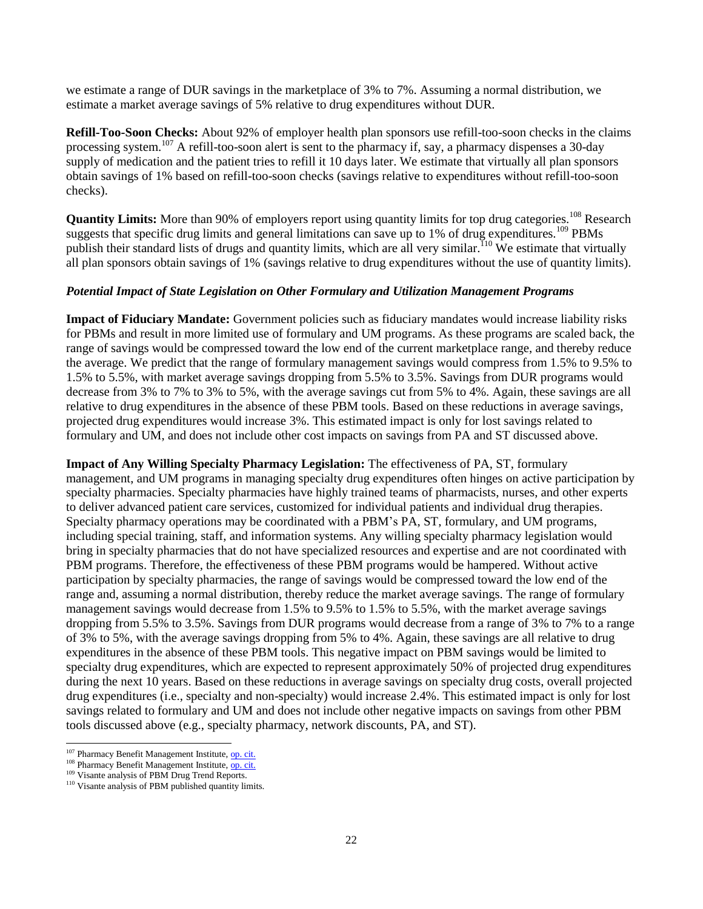we estimate a range of DUR savings in the marketplace of 3% to 7%. Assuming a normal distribution, we estimate a market average savings of 5% relative to drug expenditures without DUR.

**Refill-Too-Soon Checks:** About 92% of employer health plan sponsors use refill-too-soon checks in the claims processing system.[107] A refill-too-soon alert is sent to the pharmacy if, say, a pharmacy dispenses a 30-day supply of medication and the patient tries to refill it 10 days later. We estimate that virtually all plan sponsors obtain savings of 1% based on refill-too-soon checks (savings relative to expenditures without refill-too-soon checks).

**Quantity Limits:** More than 90% of employers report using quantity limits for top drug categories.[108] Research suggests that specific drug limits and general limitations can save up to 1% of drug expenditures.[109] PBMs publish their standard lists of drugs and quantity limits, which are all very similar.[110] We estimate that virtually all plan sponsors obtain savings of 1% (savings relative to drug expenditures without the use of quantity limits).

***Potential Impact of State Legislation on Other Formulary and Utilization Management Programs***

**Impact of Fiduciary Mandate:** Government policies such as fiduciary mandates would increase liability risks for PBMs and result in more limited use of formulary and UM programs. As these programs are scaled back, the range of savings would be compressed toward the low end of the current marketplace range, and thereby reduce the average. We predict that the range of formulary management savings would compress from 1.5% to 9.5% to 1.5% to 5.5%, with market average savings dropping from 5.5% to 3.5%. Savings from DUR programs would decrease from 3% to 7% to 3% to 5%, with the average savings cut from 5% to 4%. Again, these savings are all relative to drug expenditures in the absence of these PBM tools. Based on these reductions in average savings, projected drug expenditures would increase 3%. This estimated impact is only for lost savings related to formulary and UM, and does not include other cost impacts on savings from PA and ST discussed above.

**Impact of Any Willing Specialty Pharmacy Legislation:** The effectiveness of PA, ST, formulary management, and UM programs in managing specialty drug expenditures often hinges on active participation by specialty pharmacies. Specialty pharmacies have highly trained teams of pharmacists, nurses, and other experts to deliver advanced patient care services, customized for individual patients and individual drug therapies. Specialty pharmacy operations may be coordinated with a PBM's PA, ST, formulary, and UM programs, including special training, staff, and information systems. Any willing specialty pharmacy legislation would bring in specialty pharmacies that do not have specialized resources and expertise and are not coordinated with PBM programs. Therefore, the effectiveness of these PBM programs would be hampered. Without active participation by specialty pharmacies, the range of savings would be compressed toward the low end of the range and, assuming a normal distribution, thereby reduce the market average savings. The range of formulary management savings would decrease from 1.5% to 9.5% to 1.5% to 5.5%, with the market average savings dropping from 5.5% to 3.5%. Savings from DUR programs would decrease from a range of 3% to 7% to a range of 3% to 5%, with the average savings dropping from 5% to 4%. Again, these savings are all relative to drug expenditures in the absence of these PBM tools. This negative impact on PBM savings would be limited to specialty drug expenditures, which are expected to represent approximately 50% of projected drug expenditures during the next 10 years. Based on these reductions in average savings on specialty drug costs, overall projected drug expenditures (i.e., specialty and non-specialty) would increase 2.4%. This estimated impact is only for lost savings related to formulary and UM and does not include other negative impacts on savings from other PBM tools discussed above (e.g., specialty pharmacy, network discounts, PA, and ST).

---

[107] Pharmacy Benefit Management Institute, op. cit.

[108] Pharmacy Benefit Management Institute, op. cit.

[109] Visante analysis of PBM Drug Trend Reports.

[110] Visante analysis of PBM published quantity limits.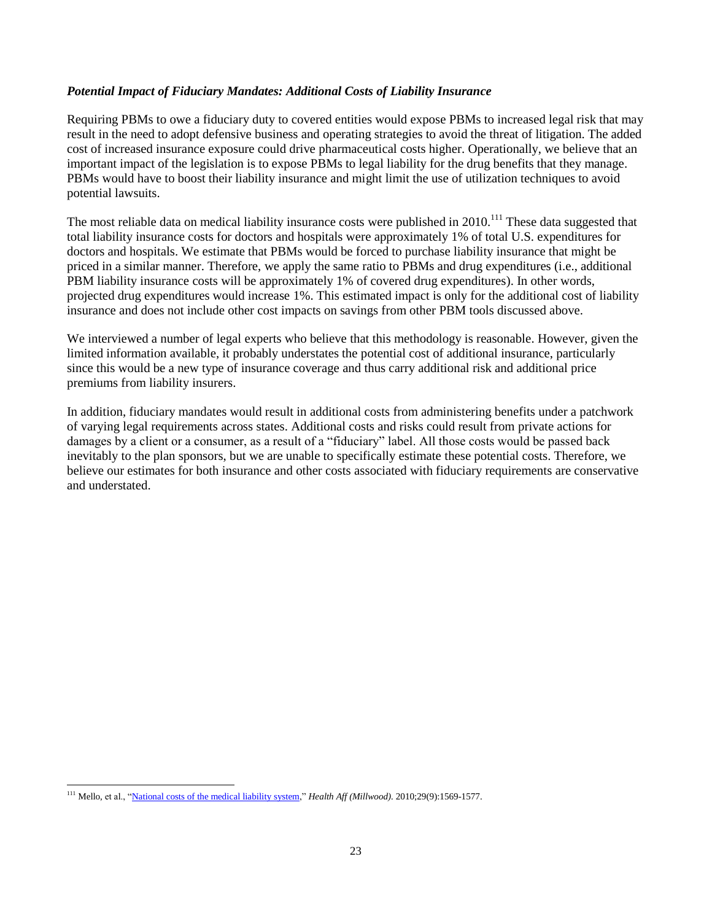***Potential Impact of Fiduciary Mandates: Additional Costs of Liability Insurance***

Requiring PBMs to owe a fiduciary duty to covered entities would expose PBMs to increased legal risk that may result in the need to adopt defensive business and operating strategies to avoid the threat of litigation. The added cost of increased insurance exposure could drive pharmaceutical costs higher. Operationally, we believe that an important impact of the legislation is to expose PBMs to legal liability for the drug benefits that they manage. PBMs would have to boost their liability insurance and might limit the use of utilization techniques to avoid potential lawsuits.

The most reliable data on medical liability insurance costs were published in 2010.[111] These data suggested that total liability insurance costs for doctors and hospitals were approximately 1% of total U.S. expenditures for doctors and hospitals. We estimate that PBMs would be forced to purchase liability insurance that might be priced in a similar manner. Therefore, we apply the same ratio to PBMs and drug expenditures (i.e., additional PBM liability insurance costs will be approximately 1% of covered drug expenditures). In other words, projected drug expenditures would increase 1%. This estimated impact is only for the additional cost of liability insurance and does not include other cost impacts on savings from other PBM tools discussed above.

We interviewed a number of legal experts who believe that this methodology is reasonable. However, given the limited information available, it probably understates the potential cost of additional insurance, particularly since this would be a new type of insurance coverage and thus carry additional risk and additional price premiums from liability insurers.

In addition, fiduciary mandates would result in additional costs from administering benefits under a patchwork of varying legal requirements across states. Additional costs and risks could result from private actions for damages by a client or a consumer, as a result of a "fiduciary" label. All those costs would be passed back inevitably to the plan sponsors, but we are unable to specifically estimate these potential costs. Therefore, we believe our estimates for both insurance and other costs associated with fiduciary requirements are conservative and understated.

---

[111] Mello, et al., "National costs of the medical liability system," *Health Aff (Millwood)*. 2010;29(9):1569-1577.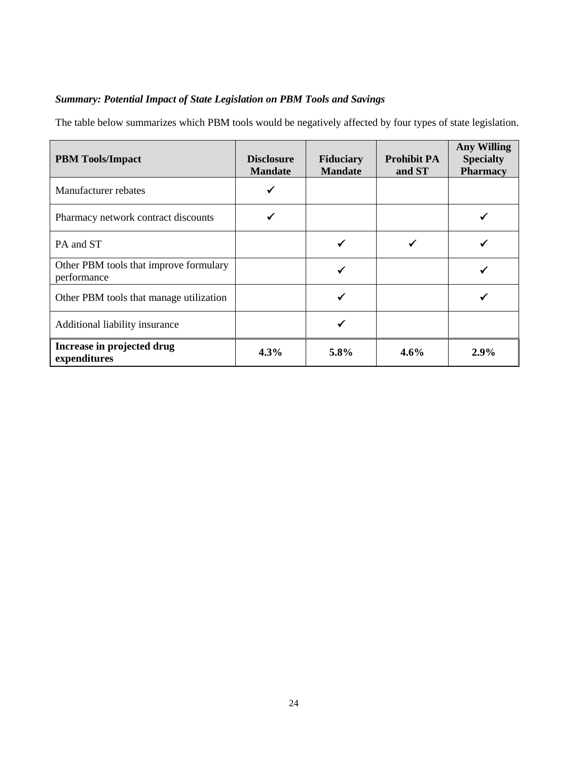***Summary: Potential Impact of State Legislation on PBM Tools and Savings***

The table below summarizes which PBM tools would be negatively affected by four types of state legislation.

| PBM Tools/Impact | Disclosure Mandate | Fiduciary Mandate | Prohibit PA and ST | Any Willing Specialty Pharmacy |
|---|---|---|---|---|
| Manufacturer rebates | ✓ | | | |
| Pharmacy network contract discounts | ✓ | | | ✓ |
| PA and ST | | ✓ | ✓ | ✓ |
| Other PBM tools that improve formulary performance | | ✓ | | ✓ |
| Other PBM tools that manage utilization | | ✓ | | ✓ |
| Additional liability insurance | | ✓ | | |
| **Increase in projected drug expenditures** | **4.3%** | **5.8%** | **4.6%** | **2.9%** |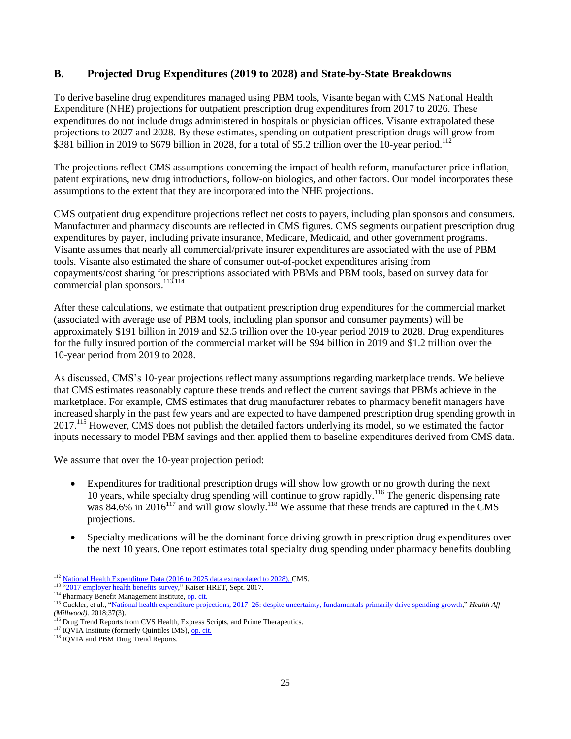## B. Projected Drug Expenditures (2019 to 2028) and State-by-State Breakdowns

To derive baseline drug expenditures managed using PBM tools, Visante began with CMS National Health Expenditure (NHE) projections for outpatient prescription drug expenditures from 2017 to 2026. These expenditures do not include drugs administered in hospitals or physician offices. Visante extrapolated these projections to 2027 and 2028. By these estimates, spending on outpatient prescription drugs will grow from $381 billion in 2019 to $679 billion in 2028, for a total of $5.2 trillion over the 10-year period.[112]

The projections reflect CMS assumptions concerning the impact of health reform, manufacturer price inflation, patent expirations, new drug introductions, follow-on biologics, and other factors. Our model incorporates these assumptions to the extent that they are incorporated into the NHE projections.

CMS outpatient drug expenditure projections reflect net costs to payers, including plan sponsors and consumers. Manufacturer and pharmacy discounts are reflected in CMS figures. CMS segments outpatient prescription drug expenditures by payer, including private insurance, Medicare, Medicaid, and other government programs. Visante assumes that nearly all commercial/private insurer expenditures are associated with the use of PBM tools. Visante also estimated the share of consumer out-of-pocket expenditures arising from copayments/cost sharing for prescriptions associated with PBMs and PBM tools, based on survey data for commercial plan sponsors.[113,114]

After these calculations, we estimate that outpatient prescription drug expenditures for the commercial market (associated with average use of PBM tools, including plan sponsor and consumer payments) will be approximately $191 billion in 2019 and $2.5 trillion over the 10-year period 2019 to 2028. Drug expenditures for the fully insured portion of the commercial market will be $94 billion in 2019 and $1.2 trillion over the 10-year period from 2019 to 2028.

As discussed, CMS's 10-year projections reflect many assumptions regarding marketplace trends. We believe that CMS estimates reasonably capture these trends and reflect the current savings that PBMs achieve in the marketplace. For example, CMS estimates that drug manufacturer rebates to pharmacy benefit managers have increased sharply in the past few years and are expected to have dampened prescription drug spending growth in 2017.[115] However, CMS does not publish the detailed factors underlying its model, so we estimated the factor inputs necessary to model PBM savings and then applied them to baseline expenditures derived from CMS data.

We assume that over the 10-year projection period:

- Expenditures for traditional prescription drugs will show low growth or no growth during the next 10 years, while specialty drug spending will continue to grow rapidly.[116] The generic dispensing rate was 84.6% in 2016[117] and will grow slowly.[118] We assume that these trends are captured in the CMS projections.
- Specialty medications will be the dominant force driving growth in prescription drug expenditures over the next 10 years. One report estimates total specialty drug spending under pharmacy benefits doubling

---

[112] National Health Expenditure Data (2016 to 2025 data extrapolated to 2028), CMS.

[113] "2017 employer health benefits survey," Kaiser HRET, Sept. 2017.

[114] Pharmacy Benefit Management Institute, op. cit.

[115] Cuckler, et al., "National health expenditure projections, 2017–26: despite uncertainty, fundamentals primarily drive spending growth," *Health Aff (Millwood)*. 2018;37(3).

[116] Drug Trend Reports from CVS Health, Express Scripts, and Prime Therapeutics.

[117] IQVIA Institute (formerly Quintiles IMS), op. cit.

[118] IQVIA and PBM Drug Trend Reports.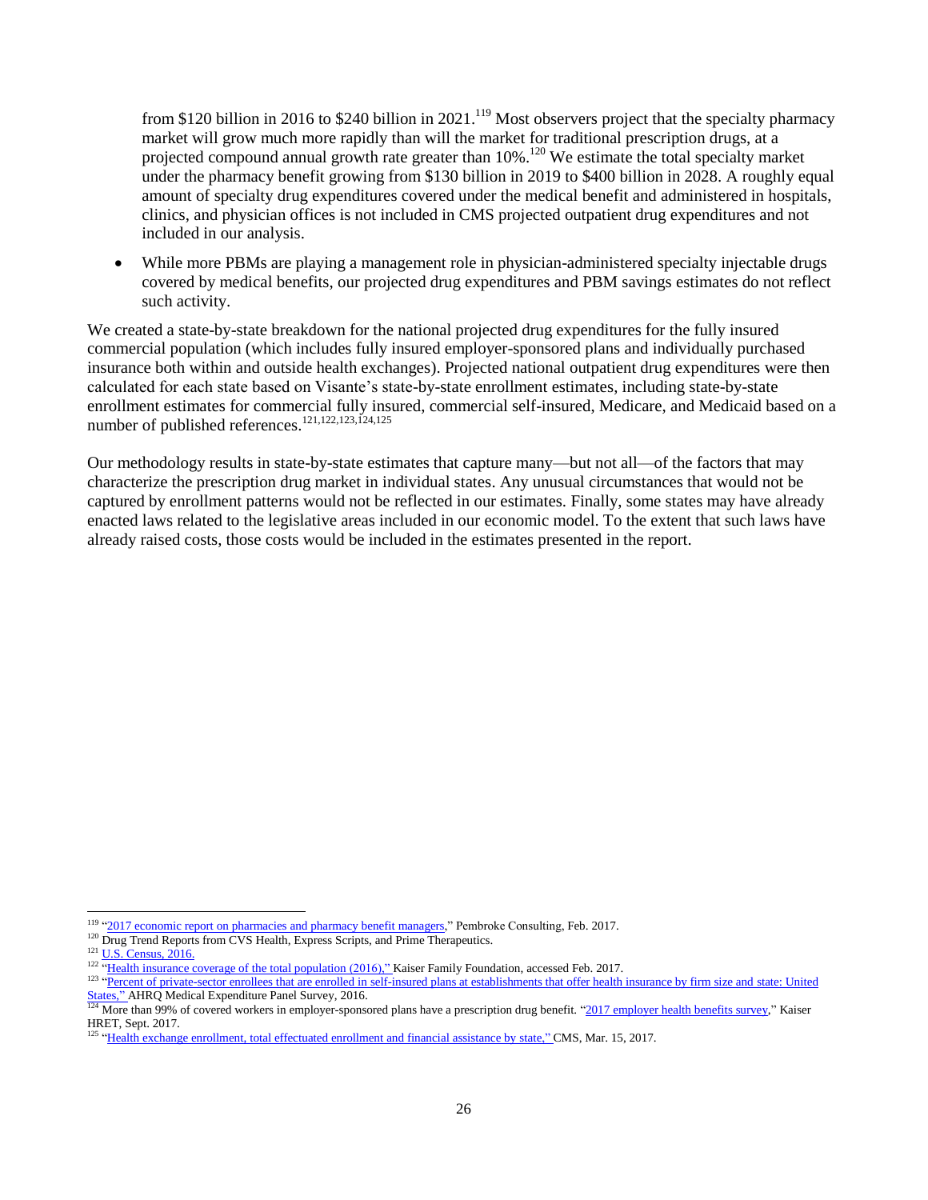from $120 billion in 2016 to $240 billion in 2021.[119] Most observers project that the specialty pharmacy market will grow much more rapidly than will the market for traditional prescription drugs, at a projected compound annual growth rate greater than 10%.[120] We estimate the total specialty market under the pharmacy benefit growing from $130 billion in 2019 to $400 billion in 2028. A roughly equal amount of specialty drug expenditures covered under the medical benefit and administered in hospitals, clinics, and physician offices is not included in CMS projected outpatient drug expenditures and not included in our analysis.

- While more PBMs are playing a management role in physician-administered specialty injectable drugs covered by medical benefits, our projected drug expenditures and PBM savings estimates do not reflect such activity.

We created a state-by-state breakdown for the national projected drug expenditures for the fully insured commercial population (which includes fully insured employer-sponsored plans and individually purchased insurance both within and outside health exchanges). Projected national outpatient drug expenditures were then calculated for each state based on Visante's state-by-state enrollment estimates, including state-by-state enrollment estimates for commercial fully insured, commercial self-insured, Medicare, and Medicaid based on a number of published references.[121,122,123,124,125]

Our methodology results in state-by-state estimates that capture many—but not all—of the factors that may characterize the prescription drug market in individual states. Any unusual circumstances that would not be captured by enrollment patterns would not be reflected in our estimates. Finally, some states may have already enacted laws related to the legislative areas included in our economic model. To the extent that such laws have already raised costs, those costs would be included in the estimates presented in the report.

---

[119] "2017 economic report on pharmacies and pharmacy benefit managers," Pembroke Consulting, Feb. 2017.

[120] Drug Trend Reports from CVS Health, Express Scripts, and Prime Therapeutics.

[121] U.S. Census, 2016.

[122] "Health insurance coverage of the total population (2016)," Kaiser Family Foundation, accessed Feb. 2017.

[123] "Percent of private-sector enrollees that are enrolled in self-insured plans at establishments that offer health insurance by firm size and state: United States," AHRQ Medical Expenditure Panel Survey, 2016.

[124] More than 99% of covered workers in employer-sponsored plans have a prescription drug benefit. "2017 employer health benefits survey," Kaiser HRET, Sept. 2017.

[125] "Health exchange enrollment, total effectuated enrollment and financial assistance by state," CMS, Mar. 15, 2017.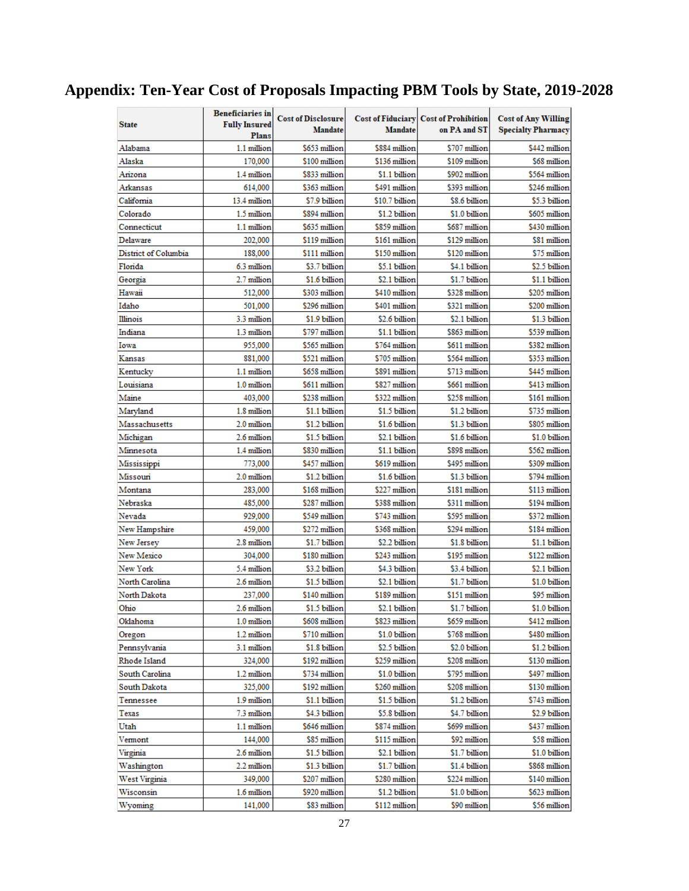# Appendix: Ten-Year Cost of Proposals Impacting PBM Tools by State, 2019-2028

| State | Beneficiaries in Fully Insured Plans | Cost of Disclosure Mandate | Cost of Fiduciary Mandate | Cost of Prohibition on PA and ST | Cost of Any Willing Specialty Pharmacy |
|---|---|---|---|---|---|
| Alabama | 1.1 million | $653 million | $884 million | $707 million | $442 million |
| Alaska | 170,000 | $100 million | $136 million | $109 million | $68 million |
| Arizona | 1.4 million | $833 million | $1.1 billion | $902 million | $564 million |
| Arkansas | 614,000 | $363 million | $491 million | $393 million | $246 million |
| California | 13.4 million | $7.9 billion | $10.7 billion | $8.6 billion | $5.3 billion |
| Colorado | 1.5 million | $894 million | $1.2 billion | $1.0 billion | $605 million |
| Connecticut | 1.1 million | $635 million | $859 million | $687 million | $430 million |
| Delaware | 202,000 | $119 million | $161 million | $129 million | $81 million |
| District of Columbia | 188,000 | $111 million | $150 million | $120 million | $75 million |
| Florida | 6.3 million | $3.7 billion | $5.1 billion | $4.1 billion | $2.5 billion |
| Georgia | 2.7 million | $1.6 billion | $2.1 billion | $1.7 billion | $1.1 billion |
| Hawaii | 512,000 | $303 million | $410 million | $328 million | $205 million |
| Idaho | 501,000 | $296 million | $401 million | $321 million | $200 million |
| Illinois | 3.3 million | $1.9 billion | $2.6 billion | $2.1 billion | $1.3 billion |
| Indiana | 1.3 million | $797 million | $1.1 billion | $863 million | $539 million |
| Iowa | 955,000 | $565 million | $764 million | $611 million | $382 million |
| Kansas | 881,000 | $521 million | $705 million | $564 million | $353 million |
| Kentucky | 1.1 million | $658 million | $891 million | $713 million | $445 million |
| Louisiana | 1.0 million | $611 million | $827 million | $661 million | $413 million |
| Maine | 403,000 | $238 million | $322 million | $258 million | $161 million |
| Maryland | 1.8 million | $1.1 billion | $1.5 billion | $1.2 billion | $735 million |
| Massachusetts | 2.0 million | $1.2 billion | $1.6 billion | $1.3 billion | $805 million |
| Michigan | 2.6 million | $1.5 billion | $2.1 billion | $1.6 billion | $1.0 billion |
| Minnesota | 1.4 million | $830 million | $1.1 billion | $898 million | $562 million |
| Mississippi | 773,000 | $457 million | $619 million | $495 million | $309 million |
| Missouri | 2.0 million | $1.2 billion | $1.6 billion | $1.3 billion | $794 million |
| Montana | 283,000 | $168 million | $227 million | $181 million | $113 million |
| Nebraska | 485,000 | $287 million | $388 million | $311 million | $194 million |
| Nevada | 929,000 | $549 million | $743 million | $595 million | $372 million |
| New Hampshire | 459,000 | $272 million | $368 million | $294 million | $184 million |
| New Jersey | 2.8 million | $1.7 billion | $2.2 billion | $1.8 billion | $1.1 billion |
| New Mexico | 304,000 | $180 million | $243 million | $195 million | $122 million |
| New York | 5.4 million | $3.2 billion | $4.3 billion | $3.4 billion | $2.1 billion |
| North Carolina | 2.6 million | $1.5 billion | $2.1 billion | $1.7 billion | $1.0 billion |
| North Dakota | 237,000 | $140 million | $189 million | $151 million | $95 million |
| Ohio | 2.6 million | $1.5 billion | $2.1 billion | $1.7 billion | $1.0 billion |
| Oklahoma | 1.0 million | $608 million | $823 million | $659 million | $412 million |
| Oregon | 1.2 million | $710 million | $1.0 billion | $768 million | $480 million |
| Pennsylvania | 3.1 million | $1.8 billion | $2.5 billion | $2.0 billion | $1.2 billion |
| Rhode Island | 324,000 | $192 million | $259 million | $208 million | $130 million |
| South Carolina | 1.2 million | $734 million | $1.0 billion | $795 million | $497 million |
| South Dakota | 325,000 | $192 million | $260 million | $208 million | $130 million |
| Tennessee | 1.9 million | $1.1 billion | $1.5 billion | $1.2 billion | $743 million |
| Texas | 7.3 million | $4.3 billion | $5.8 billion | $4.7 billion | $2.9 billion |
| Utah | 1.1 million | $646 million | $874 million | $699 million | $437 million |
| Vermont | 144,000 | $85 million | $115 million | $92 million | $58 million |
| Virginia | 2.6 million | $1.5 billion | $2.1 billion | $1.7 billion | $1.0 billion |
| Washington | 2.2 million | $1.3 billion | $1.7 billion | $1.4 billion | $868 million |
| West Virginia | 349,000 | $207 million | $280 million | $224 million | $140 million |
| Wisconsin | 1.6 million | $920 million | $1.2 billion | $1.0 billion | $623 million |
| Wyoming | 141,000 | $83 million | $112 million | $90 million | $56 million |